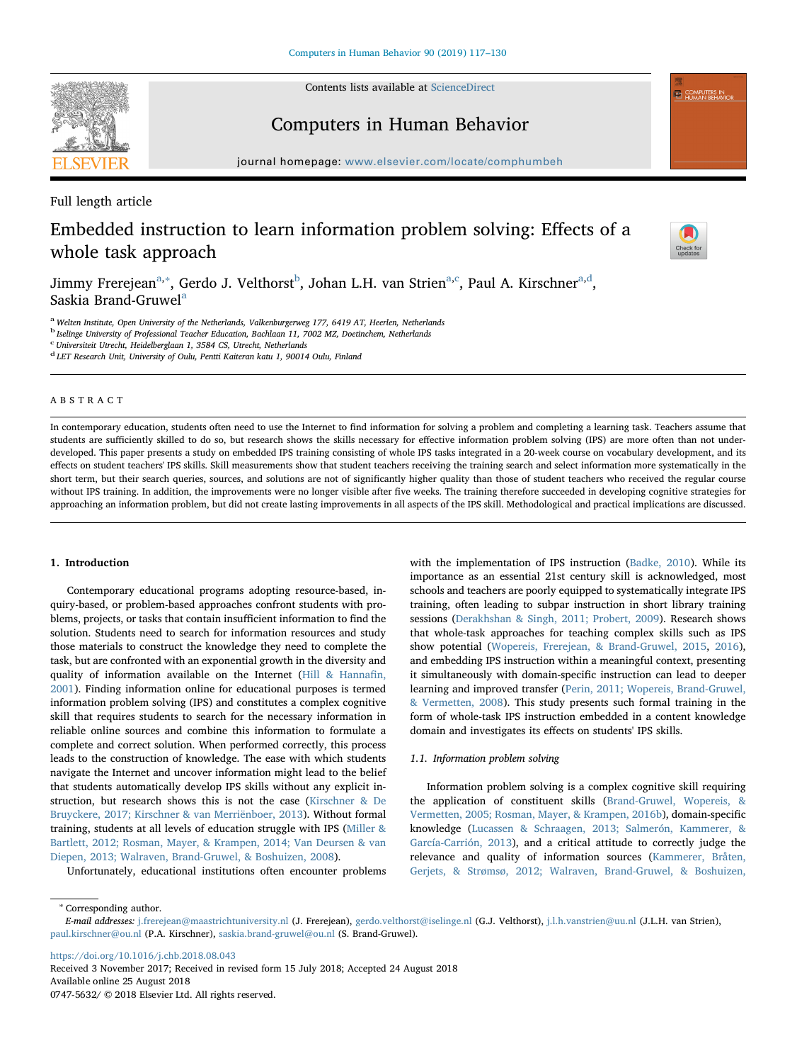Full length article

# Embedded instruction to learn information problem solving: Effects of a whole task approach

Jimmy Frerejean[a,*], Gerdo J. Velthorst[b], Johan L.H. van Strien[a,c], Paul A. Kirschner[a,d], Saskia Brand-Gruwel[a]

[a] Welten Institute, Open University of the Netherlands, Valkenburgerweg 177, 6419 AT, Heerlen, Netherlands
[b] Iselinge University of Professional Teacher Education, Bachlaan 11, 7002 MZ, Doetinchem, Netherlands
[c] Universiteit Utrecht, Heidelberglaan 1, 3584 CS, Utrecht, Netherlands
[d] LET Research Unit, University of Oulu, Pentti Kaiteran katu 1, 90014 Oulu, Finland

## ABSTRACT

In contemporary education, students often need to use the Internet to find information for solving a problem and completing a learning task. Teachers assume that students are sufficiently skilled to do so, but research shows the skills necessary for effective information problem solving (IPS) are more often than not underdeveloped. This paper presents a study on embedded IPS training consisting of whole IPS tasks integrated in a 20-week course on vocabulary development, and its effects on student teachers' IPS skills. Skill measurements show that student teachers receiving the training search and select information more systematically in the short term, but their search queries, sources, and solutions are not of significantly higher quality than those of student teachers who received the regular course without IPS training. In addition, the improvements were no longer visible after five weeks. The training therefore succeeded in developing cognitive strategies for approaching an information problem, but did not create lasting improvements in all aspects of the IPS skill. Methodological and practical implications are discussed.

## 1. Introduction

Contemporary educational programs adopting resource-based, inquiry-based, or problem-based approaches confront students with problems, projects, or tasks that contain insufficient information to find the solution. Students need to search for information resources and study those materials to construct the knowledge they need to complete the task, but are confronted with an exponential growth in the diversity and quality of information available on the Internet (Hill & Hannafin, 2001). Finding information online for educational purposes is termed information problem solving (IPS) and constitutes a complex cognitive skill that requires students to search for the necessary information in reliable online sources and combine this information to formulate a complete and correct solution. When performed correctly, this process leads to the construction of knowledge. The ease with which students navigate the Internet and uncover information might lead to the belief that students automatically develop IPS skills without any explicit instruction, but research shows this is not the case (Kirschner & De Bruyckere, 2017; Kirschner & van Merriënboer, 2013). Without formal training, students at all levels of education struggle with IPS (Miller & Bartlett, 2012; Rosman, Mayer, & Krampen, 2014; Van Deursen & van Diepen, 2013; Walraven, Brand-Gruwel, & Boshuizen, 2008).

Unfortunately, educational institutions often encounter problems with the implementation of IPS instruction (Badke, 2010). While its importance as an essential 21st century skill is acknowledged, most schools and teachers are poorly equipped to systematically integrate IPS training, often leading to subpar instruction in short library training sessions (Derakhshan & Singh, 2011; Probert, 2009). Research shows that whole-task approaches for teaching complex skills such as IPS show potential (Wopereis, Frerejean, & Brand-Gruwel, 2015, 2016), and embedding IPS instruction within a meaningful context, presenting it simultaneously with domain-specific instruction can lead to deeper learning and improved transfer (Perin, 2011; Wopereis, Brand-Gruwel, & Vermetten, 2008). This study presents such formal training in the form of whole-task IPS instruction embedded in a content knowledge domain and investigates its effects on students' IPS skills.

### 1.1. Information problem solving

Information problem solving is a complex cognitive skill requiring the application of constituent skills (Brand-Gruwel, Wopereis, & Vermetten, 2005; Rosman, Mayer, & Krampen, 2016b), domain-specific knowledge (Lucassen & Schraagen, 2013; Salmerón, Kammerer, & García-Carrión, 2013), and a critical attitude to correctly judge the relevance and quality of information sources (Kammerer, Bråten, Gerjets, & Strømsø, 2012; Walraven, Brand-Gruwel, & Boshuizen,

* Corresponding author.
*E-mail addresses:* j.frerejean@maastrichtuniversity.nl (J. Frerejean), gerdo.velthorst@iselinge.nl (G.J. Velthorst), j.l.h.vanstrien@uu.nl (J.L.H. van Strien), paul.kirschner@ou.nl (P.A. Kirschner), saskia.brand-gruwel@ou.nl (S. Brand-Gruwel).

https://doi.org/10.1016/j.chb.2018.08.043
Received 3 November 2017; Received in revised form 15 July 2018; Accepted 24 August 2018
Available online 25 August 2018
0747-5632/ © 2018 Elsevier Ltd. All rights reserved.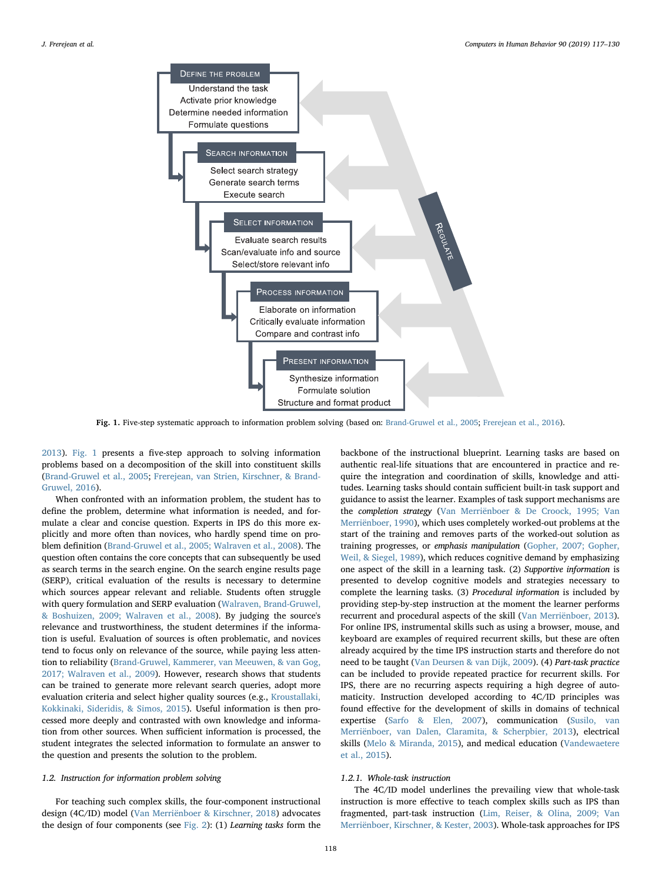DEFINE THE PROBLEM
Understand the task
Activate prior knowledge
Determine needed information
Formulate questions

SEARCH INFORMATION
Select search strategy
Generate search terms
Execute search

SELECT INFORMATION
Evaluate search results
Scan/evaluate info and source
Select/store relevant info

PROCESS INFORMATION
Elaborate on information
Critically evaluate information
Compare and contrast info

PRESENT INFORMATION
Synthesize information
Formulate solution
Structure and format product

REGULATE

**Fig. 1.** Five-step systematic approach to information problem solving (based on: Brand-Gruwel et al., 2005; Frerejean et al., 2016).

2013). Fig. 1 presents a five-step approach to solving information problems based on a decomposition of the skill into constituent skills (Brand-Gruwel et al., 2005; Frerejean, van Strien, Kirschner, & Brand-Gruwel, 2016).

When confronted with an information problem, the student has to define the problem, determine what information is needed, and formulate a clear and concise question. Experts in IPS do this more explicitly and more often than novices, who hardly spend time on problem definition (Brand-Gruwel et al., 2005; Walraven et al., 2008). The question often contains the core concepts that can subsequently be used as search terms in the search engine. On the search engine results page (SERP), critical evaluation of the results is necessary to determine which sources appear relevant and reliable. Students often struggle with query formulation and SERP evaluation (Walraven, Brand-Gruwel, & Boshuizen, 2009; Walraven et al., 2008). By judging the source's relevance and trustworthiness, the student determines if the information is useful. Evaluation of sources is often problematic, and novices tend to focus only on relevance of the source, while paying less attention to reliability (Brand-Gruwel, Kammerer, van Meeuwen, & van Gog, 2017; Walraven et al., 2009). However, research shows that students can be trained to generate more relevant search queries, adopt more evaluation criteria and select higher quality sources (e.g., Kroustallaki, Kokkinaki, Sideridis, & Simos, 2015). Useful information is then processed more deeply and contrasted with own knowledge and information from other sources. When sufficient information is processed, the student integrates the selected information to formulate an answer to the question and presents the solution to the problem.

### 1.2. Instruction for information problem solving

For teaching such complex skills, the four-component instructional design (4C/ID) model (Van Merriënboer & Kirschner, 2018) advocates the design of four components (see Fig. 2): (1) *Learning tasks* form the backbone of the instructional blueprint. Learning tasks are based on authentic real-life situations that are encountered in practice and require the integration and coordination of skills, knowledge and attitudes. Learning tasks should contain sufficient built-in task support and guidance to assist the learner. Examples of task support mechanisms are the *completion strategy* (Van Merriënboer & De Croock, 1995; Van Merriënboer, 1990), which uses completely worked-out problems at the start of the training and removes parts of the worked-out solution as training progresses, or *emphasis manipulation* (Gopher, 2007; Gopher, Weil, & Siegel, 1989), which reduces cognitive demand by emphasizing one aspect of the skill in a learning task. (2) *Supportive information* is presented to develop cognitive models and strategies necessary to complete the learning tasks. (3) *Procedural information* is included by providing step-by-step instruction at the moment the learner performs recurrent and procedural aspects of the skill (Van Merriënboer, 2013). For online IPS, instrumental skills such as using a browser, mouse, and keyboard are examples of required recurrent skills, but these are often already acquired by the time IPS instruction starts and therefore do not need to be taught (Van Deursen & van Dijk, 2009). (4) *Part-task practice* can be included to provide repeated practice for recurrent skills. For IPS, there are no recurring aspects requiring a high degree of automaticity. Instruction developed according to 4C/ID principles was found effective for the development of skills in domains of technical expertise (Sarfo & Elen, 2007), communication (Susilo, van Merriënboer, van Dalen, Claramita, & Scherpbier, 2013), electrical skills (Melo & Miranda, 2015), and medical education (Vandewaetere et al., 2015).

#### 1.2.1. Whole-task instruction

The 4C/ID model underlines the prevailing view that whole-task instruction is more effective to teach complex skills such as IPS than fragmented, part-task instruction (Lim, Reiser, & Olina, 2009; Van Merriënboer, Kirschner, & Kester, 2003). Whole-task approaches for IPS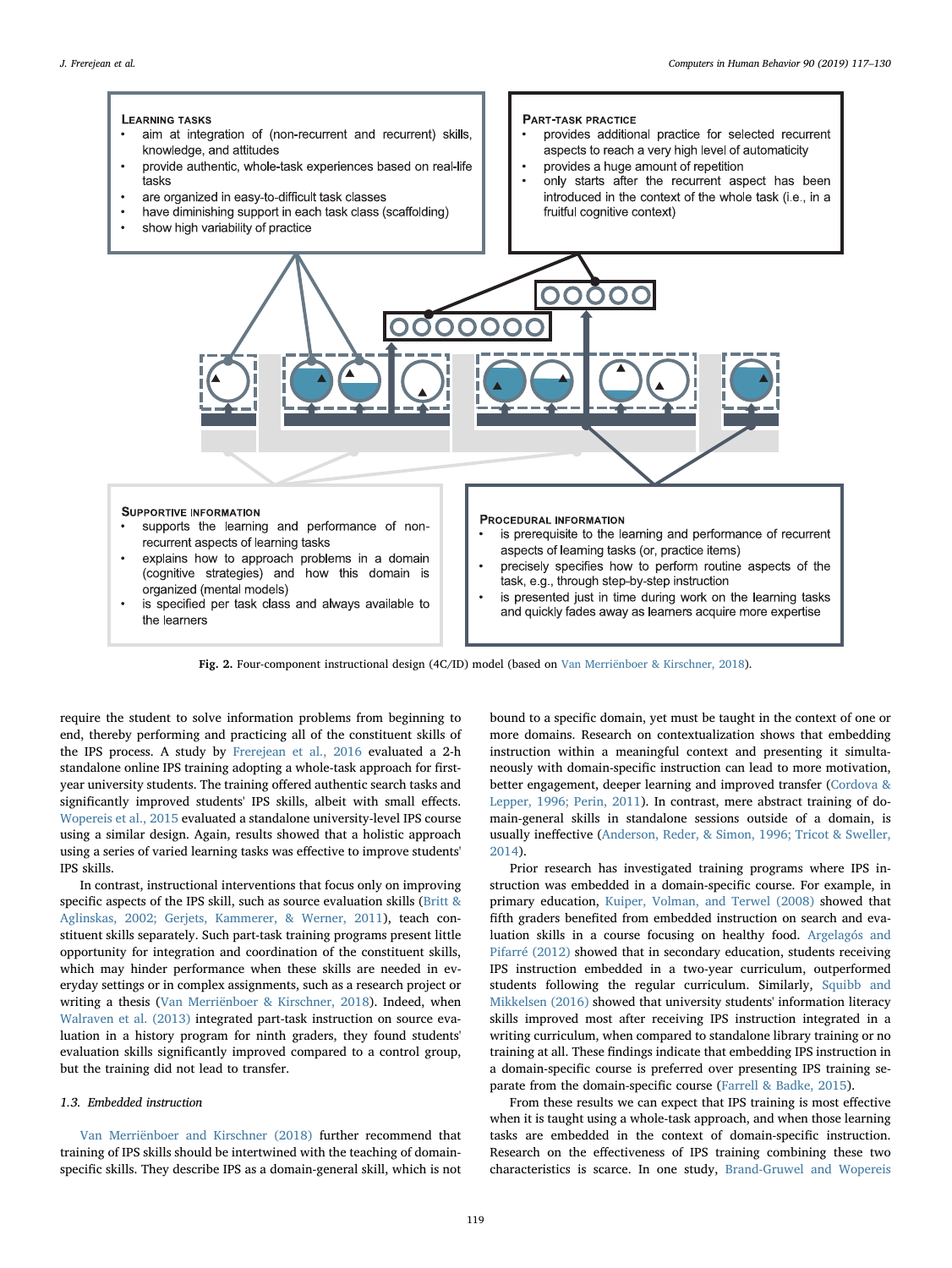**Learning tasks**
- aim at integration of (non-recurrent and recurrent) skills, knowledge, and attitudes
- provide authentic, whole-task experiences based on real-life tasks
- are organized in easy-to-difficult task classes
- have diminishing support in each task class (scaffolding)
- show high variability of practice

**Part-task practice**
- provides additional practice for selected recurrent aspects to reach a very high level of automaticity
- provides a huge amount of repetition
- only starts after the recurrent aspect has been introduced in the context of the whole task (i.e., in a fruitful cognitive context)

**Supportive information**
- supports the learning and performance of non-recurrent aspects of learning tasks
- explains how to approach problems in a domain (cognitive strategies) and how this domain is organized (mental models)
- is specified per task class and always available to the learners

**Procedural information**
- is prerequisite to the learning and performance of recurrent aspects of learning tasks (or, practice items)
- precisely specifies how to perform routine aspects of the task, e.g., through step-by-step instruction
- is presented just in time during work on the learning tasks and quickly fades away as learners acquire more expertise

**Fig. 2.** Four-component instructional design (4C/ID) model (based on Van Merriënboer & Kirschner, 2018).

require the student to solve information problems from beginning to end, thereby performing and practicing all of the constituent skills of the IPS process. A study by Frerejean et al., 2016 evaluated a 2-h standalone online IPS training adopting a whole-task approach for first-year university students. The training offered authentic search tasks and significantly improved students' IPS skills, albeit with small effects. Wopereis et al., 2015 evaluated a standalone university-level IPS course using a similar design. Again, results showed that a holistic approach using a series of varied learning tasks was effective to improve students' IPS skills.

In contrast, instructional interventions that focus only on improving specific aspects of the IPS skill, such as source evaluation skills (Britt & Aglinskas, 2002; Gerjets, Kammerer, & Werner, 2011), teach constituent skills separately. Such part-task training programs present little opportunity for integration and coordination of the constituent skills, which may hinder performance when these skills are needed in everyday settings or in complex assignments, such as a research project or writing a thesis (Van Merriënboer & Kirschner, 2018). Indeed, when Walraven et al. (2013) integrated part-task instruction on source evaluation in a history program for ninth graders, they found students' evaluation skills significantly improved compared to a control group, but the training did not lead to transfer.

### 1.3. Embedded instruction

Van Merriënboer and Kirschner (2018) further recommend that training of IPS skills should be intertwined with the teaching of domain-specific skills. They describe IPS as a domain-general skill, which is not bound to a specific domain, yet must be taught in the context of one or more domains. Research on contextualization shows that embedding instruction within a meaningful context and presenting it simultaneously with domain-specific instruction can lead to more motivation, better engagement, deeper learning and improved transfer (Cordova & Lepper, 1996; Perin, 2011). In contrast, mere abstract training of domain-general skills in standalone sessions outside of a domain, is usually ineffective (Anderson, Reder, & Simon, 1996; Tricot & Sweller, 2014).

Prior research has investigated training programs where IPS instruction was embedded in a domain-specific course. For example, in primary education, Kuiper, Volman, and Terwel (2008) showed that fifth graders benefited from embedded instruction on search and evaluation skills in a course focusing on healthy food. Argelagós and Pifarré (2012) showed that in secondary education, students receiving IPS instruction embedded in a two-year curriculum, outperformed students following the regular curriculum. Similarly, Squibb and Mikkelsen (2016) showed that university students' information literacy skills improved most after receiving IPS instruction integrated in a writing curriculum, when compared to standalone library training or no training at all. These findings indicate that embedding IPS instruction in a domain-specific course is preferred over presenting IPS training separate from the domain-specific course (Farrell & Badke, 2015).

From these results we can expect that IPS training is most effective when it is taught using a whole-task approach, and when those learning tasks are embedded in the context of domain-specific instruction. Research on the effectiveness of IPS training combining these two characteristics is scarce. In one study, Brand-Gruwel and Wopereis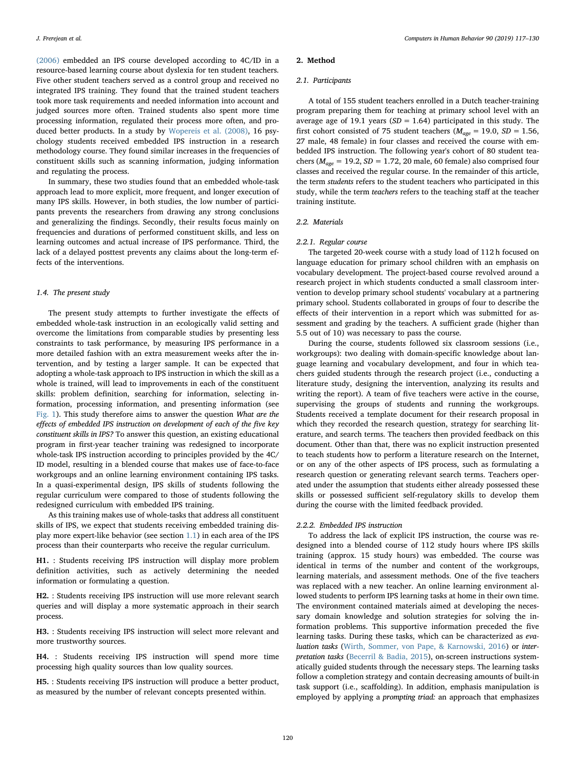(2006) embedded an IPS course developed according to 4C/ID in a resource-based learning course about dyslexia for ten student teachers. Five other student teachers served as a control group and received no integrated IPS training. They found that the trained student teachers took more task requirements and needed information into account and judged sources more often. Trained students also spent more time processing information, regulated their process more often, and produced better products. In a study by Wopereis et al. (2008), 16 psychology students received embedded IPS instruction in a research methodology course. They found similar increases in the frequencies of constituent skills such as scanning information, judging information and regulating the process.

In summary, these two studies found that an embedded whole-task approach lead to more explicit, more frequent, and longer execution of many IPS skills. However, in both studies, the low number of participants prevents the researchers from drawing any strong conclusions and generalizing the findings. Secondly, their results focus mainly on frequencies and durations of performed constituent skills, and less on learning outcomes and actual increase of IPS performance. Third, the lack of a delayed posttest prevents any claims about the long-term effects of the interventions.

### 1.4. The present study

The present study attempts to further investigate the effects of embedded whole-task instruction in an ecologically valid setting and overcome the limitations from comparable studies by presenting less constraints to task performance, by measuring IPS performance in a more detailed fashion with an extra measurement weeks after the intervention, and by testing a larger sample. It can be expected that adopting a whole-task approach to IPS instruction in which the skill as a whole is trained, will lead to improvements in each of the constituent skills: problem definition, searching for information, selecting information, processing information, and presenting information (see Fig. 1). This study therefore aims to answer the question *What are the effects of embedded IPS instruction on development of each of the five key constituent skills in IPS?* To answer this question, an existing educational program in first-year teacher training was redesigned to incorporate whole-task IPS instruction according to principles provided by the 4C/ID model, resulting in a blended course that makes use of face-to-face workgroups and an online learning environment containing IPS tasks. In a quasi-experimental design, IPS skills of students following the regular curriculum were compared to those of students following the redesigned curriculum with embedded IPS training.

As this training makes use of whole-tasks that address all constituent skills of IPS, we expect that students receiving embedded training display more expert-like behavior (see section 1.1) in each area of the IPS process than their counterparts who receive the regular curriculum.

**H1.** : Students receiving IPS instruction will display more problem definition activities, such as actively determining the needed information or formulating a question.

**H2.** : Students receiving IPS instruction will use more relevant search queries and will display a more systematic approach in their search process.

**H3.** : Students receiving IPS instruction will select more relevant and more trustworthy sources.

**H4.** : Students receiving IPS instruction will spend more time processing high quality sources than low quality sources.

**H5.** : Students receiving IPS instruction will produce a better product, as measured by the number of relevant concepts presented within.

## 2. Method

### 2.1. Participants

A total of 155 student teachers enrolled in a Dutch teacher-training program preparing them for teaching at primary school level with an average age of 19.1 years ($SD = 1.64$) participated in this study. The first cohort consisted of 75 student teachers ($M_{age} = 19.0$, $SD = 1.56$, 27 male, 48 female) in four classes and received the course with embedded IPS instruction. The following year's cohort of 80 student teachers ($M_{age} = 19.2$, $SD = 1.72$, 20 male, 60 female) also comprised four classes and received the regular course. In the remainder of this article, the term *students* refers to the student teachers who participated in this study, while the term *teachers* refers to the teaching staff at the teacher training institute.

### 2.2. Materials

#### 2.2.1. Regular course

The targeted 20-week course with a study load of 112 h focused on language education for primary school children with an emphasis on vocabulary development. The project-based course revolved around a research project in which students conducted a small classroom intervention to develop primary school students' vocabulary at a partnering primary school. Students collaborated in groups of four to describe the effects of their intervention in a report which was submitted for assessment and grading by the teachers. A sufficient grade (higher than 5.5 out of 10) was necessary to pass the course.

During the course, students followed six classroom sessions (i.e., workgroups): two dealing with domain-specific knowledge about language learning and vocabulary development, and four in which teachers guided students through the research project (i.e., conducting a literature study, designing the intervention, analyzing its results and writing the report). A team of five teachers were active in the course, supervising the groups of students and running the workgroups. Students received a template document for their research proposal in which they recorded the research question, strategy for searching literature, and search terms. The teachers then provided feedback on this document. Other than that, there was no explicit instruction presented to teach students how to perform a literature research on the Internet, or on any of the other aspects of IPS process, such as formulating a research question or generating relevant search terms. Teachers operated under the assumption that students either already possessed these skills or possessed sufficient self-regulatory skills to develop them during the course with the limited feedback provided.

#### 2.2.2. Embedded IPS instruction

To address the lack of explicit IPS instruction, the course was redesigned into a blended course of 112 study hours where IPS skills training (approx. 15 study hours) was embedded. The course was identical in terms of the number and content of the workgroups, learning materials, and assessment methods. One of the five teachers was replaced with a new teacher. An online learning environment allowed students to perform IPS learning tasks at home in their own time. The environment contained materials aimed at developing the necessary domain knowledge and solution strategies for solving the information problems. This supportive information preceded the five learning tasks. During these tasks, which can be characterized as *evaluation tasks* (Wirth, Sommer, von Pape, & Karnowski, 2016) or *interpretation tasks* (Becerril & Badia, 2015), on-screen instructions systematically guided students through the necessary steps. The learning tasks follow a completion strategy and contain decreasing amounts of built-in task support (i.e., scaffolding). In addition, emphasis manipulation is employed by applying a *prompting triad:* an approach that emphasizes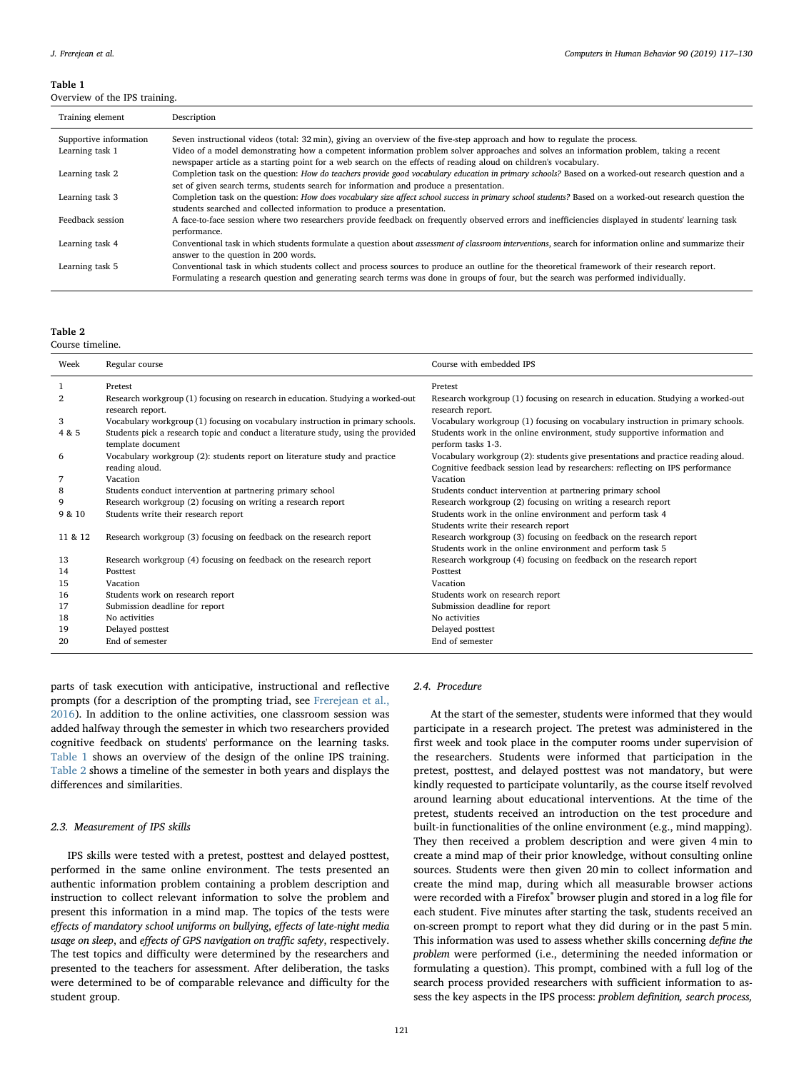**Table 1**
Overview of the IPS training.

| Training element | Description |
|---|---|
| Supportive information | Seven instructional videos (total: 32 min), giving an overview of the five-step approach and how to regulate the process. |
| Learning task 1 | Video of a model demonstrating how a competent information problem solver approaches and solves an information problem, taking a recent newspaper article as a starting point for a web search on the effects of reading aloud on children's vocabulary. |
| Learning task 2 | Completion task on the question: *How do teachers provide good vocabulary education in primary schools?* Based on a worked-out research question and a set of given search terms, students search for information and produce a presentation. |
| Learning task 3 | Completion task on the question: *How does vocabulary size affect school success in primary school students?* Based on a worked-out research question the students searched and collected information to produce a presentation. |
| Feedback session | A face-to-face session where two researchers provide feedback on frequently observed errors and inefficiencies displayed in students' learning task performance. |
| Learning task 4 | Conventional task in which students formulate a question about *assessment of classroom interventions*, search for information online and summarize their answer to the question in 200 words. |
| Learning task 5 | Conventional task in which students collect and process sources to produce an outline for the theoretical framework of their research report. Formulating a research question and generating search terms was done in groups of four, but the search was performed individually. |

**Table 2**
Course timeline.

| Week | Regular course | Course with embedded IPS |
|---|---|---|
| 1 | Pretest | Pretest |
| 2 | Research workgroup (1) focusing on research in education. Studying a worked-out research report. | Research workgroup (1) focusing on research in education. Studying a worked-out research report. |
| 3 | Vocabulary workgroup (1) focusing on vocabulary instruction in primary schools. | Vocabulary workgroup (1) focusing on vocabulary instruction in primary schools. |
| 4 & 5 | Students pick a research topic and conduct a literature study, using the provided template document | Students work in the online environment, study supportive information and perform tasks 1-3. |
| 6 | Vocabulary workgroup (2): students report on literature study and practice reading aloud. | Vocabulary workgroup (2): students give presentations and practice reading aloud. Cognitive feedback session lead by researchers: reflecting on IPS performance |
| 7 | Vacation | Vacation |
| 8 | Students conduct intervention at partnering primary school | Students conduct intervention at partnering primary school |
| 9 | Research workgroup (2) focusing on writing a research report | Research workgroup (2) focusing on writing a research report |
| 9 & 10 | Students write their research report | Students work in the online environment and perform task 4<br>Students write their research report |
| 11 & 12 | Research workgroup (3) focusing on feedback on the research report | Research workgroup (3) focusing on feedback on the research report<br>Students work in the online environment and perform task 5 |
| 13 | Research workgroup (4) focusing on feedback on the research report | Research workgroup (4) focusing on feedback on the research report |
| 14 | Posttest | Posttest |
| 15 | Vacation | Vacation |
| 16 | Students work on research report | Students work on research report |
| 17 | Submission deadline for report | Submission deadline for report |
| 18 | No activities | No activities |
| 19 | Delayed posttest | Delayed posttest |
| 20 | End of semester | End of semester |

parts of task execution with anticipative, instructional and reflective prompts (for a description of the prompting triad, see Frerejean et al., 2016). In addition to the online activities, one classroom session was added halfway through the semester in which two researchers provided cognitive feedback on students' performance on the learning tasks. Table 1 shows an overview of the design of the online IPS training. Table 2 shows a timeline of the semester in both years and displays the differences and similarities.

### 2.3. Measurement of IPS skills

IPS skills were tested with a pretest, posttest and delayed posttest, performed in the same online environment. The tests presented an authentic information problem containing a problem description and instruction to collect relevant information to solve the problem and present this information in a mind map. The topics of the tests were *effects of mandatory school uniforms on bullying*, *effects of late-night media usage on sleep*, and *effects of GPS navigation on traffic safety*, respectively. The test topics and difficulty were determined by the researchers and presented to the teachers for assessment. After deliberation, the tasks were determined to be of comparable relevance and difficulty for the student group.

### 2.4. Procedure

At the start of the semester, students were informed that they would participate in a research project. The pretest was administered in the first week and took place in the computer rooms under supervision of the researchers. Students were informed that participation in the pretest, posttest, and delayed posttest was not mandatory, but were kindly requested to participate voluntarily, as the course itself revolved around learning about educational interventions. At the time of the pretest, students received an introduction on the test procedure and built-in functionalities of the online environment (e.g., mind mapping). They then received a problem description and were given 4 min to create a mind map of their prior knowledge, without consulting online sources. Students were then given 20 min to collect information and create the mind map, during which all measurable browser actions were recorded with a Firefox® browser plugin and stored in a log file for each student. Five minutes after starting the task, students received an on-screen prompt to report what they did during or in the past 5 min. This information was used to assess whether skills concerning *define the problem* were performed (i.e., determining the needed information or formulating a question). This prompt, combined with a full log of the search process provided researchers with sufficient information to assess the key aspects in the IPS process: *problem definition, search process,*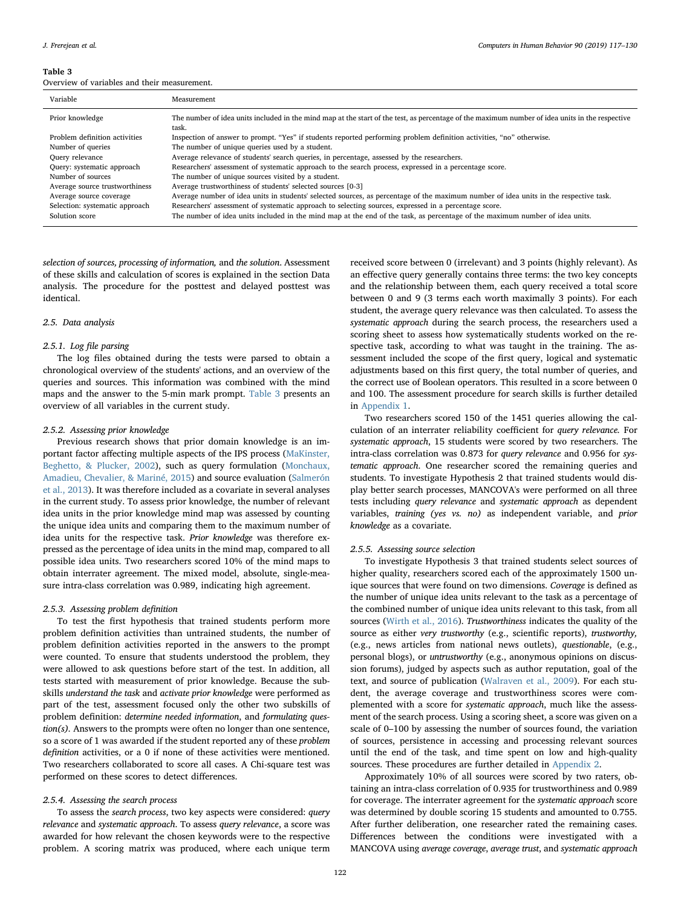**Table 3**
Overview of variables and their measurement.

| Variable | Measurement |
|---|---|
| Prior knowledge | The number of idea units included in the mind map at the start of the test, as percentage of the maximum number of idea units in the respective task. |
| Problem definition activities | Inspection of answer to prompt. "Yes" if students reported performing problem definition activities, "no" otherwise. |
| Number of queries | The number of unique queries used by a student. |
| Query relevance | Average relevance of students' search queries, in percentage, assessed by the researchers. |
| Query: systematic approach | Researchers' assessment of systematic approach to the search process, expressed in a percentage score. |
| Number of sources | The number of unique sources visited by a student. |
| Average source trustworthiness | Average trustworthiness of students' selected sources [0-3] |
| Average source coverage | Average number of idea units in students' selected sources, as percentage of the maximum number of idea units in the respective task. |
| Selection: systematic approach | Researchers' assessment of systematic approach to selecting sources, expressed in a percentage score. |
| Solution score | The number of idea units included in the mind map at the end of the task, as percentage of the maximum number of idea units. |

*selection of sources, processing of information,* and *the solution*. Assessment of these skills and calculation of scores is explained in the section Data analysis. The procedure for the posttest and delayed posttest was identical.

### 2.5. Data analysis

#### 2.5.1. Log file parsing

The log files obtained during the tests were parsed to obtain a chronological overview of the students' actions, and an overview of the queries and sources. This information was combined with the mind maps and the answer to the 5-min mark prompt. Table 3 presents an overview of all variables in the current study.

#### 2.5.2. Assessing prior knowledge

Previous research shows that prior domain knowledge is an important factor affecting multiple aspects of the IPS process (MaKinster, Beghetto, & Plucker, 2002), such as query formulation (Monchaux, Amadieu, Chevalier, & Mariné, 2015) and source evaluation (Salmerón et al., 2013). It was therefore included as a covariate in several analyses in the current study. To assess prior knowledge, the number of relevant idea units in the prior knowledge mind map was assessed by counting the unique idea units and comparing them to the maximum number of idea units for the respective task. *Prior knowledge* was therefore expressed as the percentage of idea units in the mind map, compared to all possible idea units. Two researchers scored 10% of the mind maps to obtain interrater agreement. The mixed model, absolute, single-measure intra-class correlation was 0.989, indicating high agreement.

#### 2.5.3. Assessing problem definition

To test the first hypothesis that trained students perform more problem definition activities than untrained students, the number of problem definition activities reported in the answers to the prompt were counted. To ensure that students understood the problem, they were allowed to ask questions before start of the test. In addition, all tests started with measurement of prior knowledge. Because the subskills *understand the task* and *activate prior knowledge* were performed as part of the test, assessment focused only the other two subskills of problem definition: *determine needed information*, and *formulating question(s)*. Answers to the prompts were often no longer than one sentence, so a score of 1 was awarded if the student reported any of these *problem definition* activities, or a 0 if none of these activities were mentioned. Two researchers collaborated to score all cases. A Chi-square test was performed on these scores to detect differences.

#### 2.5.4. Assessing the search process

To assess the *search process*, two key aspects were considered: *query relevance* and *systematic approach*. To assess *query relevance*, a score was awarded for how relevant the chosen keywords were to the respective problem. A scoring matrix was produced, where each unique term received score between 0 (irrelevant) and 3 points (highly relevant). As an effective query generally contains three terms: the two key concepts and the relationship between them, each query received a total score between 0 and 9 (3 terms each worth maximally 3 points). For each student, the average query relevance was then calculated. To assess the *systematic approach* during the search process, the researchers used a scoring sheet to assess how systematically students worked on the respective task, according to what was taught in the training. The assessment included the scope of the first query, logical and systematic adjustments based on this first query, the total number of queries, and the correct use of Boolean operators. This resulted in a score between 0 and 100. The assessment procedure for search skills is further detailed in Appendix 1.

Two researchers scored 150 of the 1451 queries allowing the calculation of an interrater reliability coefficient for *query relevance.* For *systematic approach*, 15 students were scored by two researchers. The intra-class correlation was 0.873 for *query relevance* and 0.956 for *systematic approach*. One researcher scored the remaining queries and students. To investigate Hypothesis 2 that trained students would display better search processes, MANCOVA's were performed on all three tests including *query relevance* and *systematic approach* as dependent variables, *training (yes vs. no)* as independent variable, and *prior knowledge* as a covariate.

#### 2.5.5. Assessing source selection

To investigate Hypothesis 3 that trained students select sources of higher quality, researchers scored each of the approximately 1500 unique sources that were found on two dimensions. *Coverage* is defined as the number of unique idea units relevant to the task as a percentage of the combined number of unique idea units relevant to this task, from all sources (Wirth et al., 2016). *Trustworthiness* indicates the quality of the source as either *very trustworthy* (e.g., scientific reports), *trustworthy,* (e.g., news articles from national news outlets), *questionable*, (e.g., personal blogs), or *untrustworthy* (e.g., anonymous opinions on discussion forums), judged by aspects such as author reputation, goal of the text, and source of publication (Walraven et al., 2009). For each student, the average coverage and trustworthiness scores were complemented with a score for *systematic approach*, much like the assessment of the search process. Using a scoring sheet, a score was given on a scale of 0–100 by assessing the number of sources found, the variation of sources, persistence in accessing and processing relevant sources until the end of the task, and time spent on low and high-quality sources. These procedures are further detailed in Appendix 2.

Approximately 10% of all sources were scored by two raters, obtaining an intra-class correlation of 0.935 for trustworthiness and 0.989 for coverage. The interrater agreement for the *systematic approach* score was determined by double scoring 15 students and amounted to 0.755. After further deliberation, one researcher rated the remaining cases. Differences between the conditions were investigated with a MANCOVA using *average coverage*, *average trust*, and *systematic approach*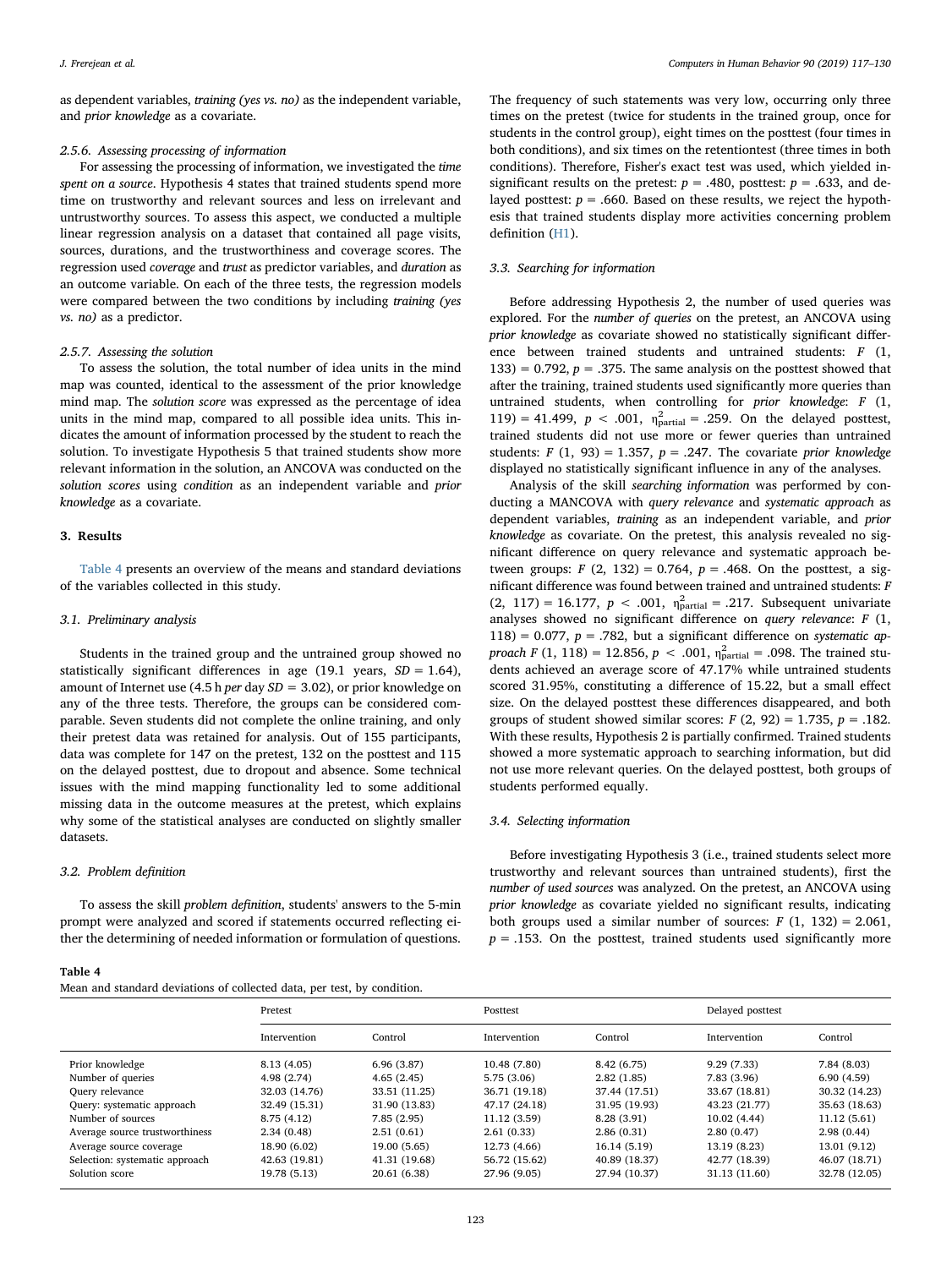as dependent variables, *training (yes vs. no)* as the independent variable, and *prior knowledge* as a covariate.

#### 2.5.6. Assessing processing of information

For assessing the processing of information, we investigated the *time spent on a source*. Hypothesis 4 states that trained students spend more time on trustworthy and relevant sources and less on irrelevant and untrustworthy sources. To assess this aspect, we conducted a multiple linear regression analysis on a dataset that contained all page visits, sources, durations, and the trustworthiness and coverage scores. The regression used *coverage* and *trust* as predictor variables, and *duration* as an outcome variable. On each of the three tests, the regression models were compared between the two conditions by including *training (yes vs. no)* as a predictor.

#### 2.5.7. Assessing the solution

To assess the solution, the total number of idea units in the mind map was counted, identical to the assessment of the prior knowledge mind map. The *solution score* was expressed as the percentage of idea units in the mind map, compared to all possible idea units. This indicates the amount of information processed by the student to reach the solution. To investigate Hypothesis 5 that trained students show more relevant information in the solution, an ANCOVA was conducted on the *solution scores* using *condition* as an independent variable and *prior knowledge* as a covariate.

## 3. Results

Table 4 presents an overview of the means and standard deviations of the variables collected in this study.

### 3.1. Preliminary analysis

Students in the trained group and the untrained group showed no statistically significant differences in age (19.1 years, $SD = 1.64$), amount of Internet use (4.5 h *per* day $SD = 3.02$), or prior knowledge on any of the three tests. Therefore, the groups can be considered comparable. Seven students did not complete the online training, and only their pretest data was retained for analysis. Out of 155 participants, data was complete for 147 on the pretest, 132 on the posttest and 115 on the delayed posttest, due to dropout and absence. Some technical issues with the mind mapping functionality led to some additional missing data in the outcome measures at the pretest, which explains why some of the statistical analyses are conducted on slightly smaller datasets.

### 3.2. Problem definition

To assess the skill *problem definition*, students' answers to the 5-min prompt were analyzed and scored if statements occurred reflecting either the determining of needed information or formulation of questions. The frequency of such statements was very low, occurring only three times on the pretest (twice for students in the trained group, once for students in the control group), eight times on the posttest (four times in both conditions), and six times on the retentiontest (three times in both conditions). Therefore, Fisher's exact test was used, which yielded insignificant results on the pretest: $p = .480$, posttest: $p = .633$, and delayed posttest: $p = .660$. Based on these results, we reject the hypothesis that trained students display more activities concerning problem definition (H1).

### 3.3. Searching for information

Before addressing Hypothesis 2, the number of used queries was explored. For the *number of queries* on the pretest, an ANCOVA using *prior knowledge* as covariate showed no statistically significant difference between trained students and untrained students: $F(1, 133) = 0.792$, $p = .375$. The same analysis on the posttest showed that after the training, trained students used significantly more queries than untrained students, when controlling for *prior knowledge*: $F(1, 119) = 41.499$, $p < .001$, $\eta^2_{\text{partial}} = .259$. On the delayed posttest, trained students did not use more or fewer queries than untrained students: $F(1, 93) = 1.357$, $p = .247$. The covariate *prior knowledge* displayed no statistically significant influence in any of the analyses.

Analysis of the skill *searching information* was performed by conducting a MANCOVA with *query relevance* and *systematic approach* as dependent variables, *training* as an independent variable, and *prior knowledge* as covariate. On the pretest, this analysis revealed no significant difference on query relevance and systematic approach between groups: $F(2, 132) = 0.764$, $p = .468$. On the posttest, a significant difference was found between trained and untrained students: $F(2, 117) = 16.177$, $p < .001$, $\eta^2_{\text{partial}} = .217$. Subsequent univariate analyses showed no significant difference on *query relevance*: $F(1, 118) = 0.077$, $p = .782$, but a significant difference on *systematic approach* $F(1, 118) = 12.856$, $p < .001$, $\eta^2_{\text{partial}} = .098$. The trained students achieved an average score of 47.17% while untrained students scored 31.95%, constituting a difference of 15.22, but a small effect size. On the delayed posttest these differences disappeared, and both groups of student showed similar scores: $F(2, 92) = 1.735$, $p = .182$. With these results, Hypothesis 2 is partially confirmed. Trained students showed a more systematic approach to searching information, but did not use more relevant queries. On the delayed posttest, both groups of students performed equally.

### 3.4. Selecting information

Before investigating Hypothesis 3 (i.e., trained students select more trustworthy and relevant sources than untrained students), first the *number of used sources* was analyzed. On the pretest, an ANCOVA using *prior knowledge* as covariate yielded no significant results, indicating both groups used a similar number of sources: $F(1, 132) = 2.061$, $p = .153$. On the posttest, trained students used significantly more

**Table 4**
Mean and standard deviations of collected data, per test, by condition.

| | Pretest | | Posttest | | Delayed posttest | |
|---|---|---|---|---|---|---|
| | Intervention | Control | Intervention | Control | Intervention | Control |
| Prior knowledge | 8.13 (4.05) | 6.96 (3.87) | 10.48 (7.80) | 8.42 (6.75) | 9.29 (7.33) | 7.84 (8.03) |
| Number of queries | 4.98 (2.74) | 4.65 (2.45) | 5.75 (3.06) | 2.82 (1.85) | 7.83 (3.96) | 6.90 (4.59) |
| Query relevance | 32.03 (14.76) | 33.51 (11.25) | 36.71 (19.18) | 37.44 (17.51) | 33.67 (18.81) | 30.32 (14.23) |
| Query: systematic approach | 32.49 (15.31) | 31.90 (13.83) | 47.17 (24.18) | 31.95 (19.93) | 43.23 (21.77) | 35.63 (18.63) |
| Number of sources | 8.75 (4.12) | 7.85 (2.95) | 11.12 (3.59) | 8.28 (3.91) | 10.02 (4.44) | 11.12 (5.61) |
| Average source trustworthiness | 2.34 (0.48) | 2.51 (0.61) | 2.61 (0.33) | 2.86 (0.31) | 2.80 (0.47) | 2.98 (0.44) |
| Average source coverage | 18.90 (6.02) | 19.00 (5.65) | 12.73 (4.66) | 16.14 (5.19) | 13.19 (8.23) | 13.01 (9.12) |
| Selection: systematic approach | 42.63 (19.81) | 41.31 (19.68) | 56.72 (15.62) | 40.89 (18.37) | 42.77 (18.39) | 46.07 (18.71) |
| Solution score | 19.78 (5.13) | 20.61 (6.38) | 27.96 (9.05) | 27.94 (10.37) | 31.13 (11.60) | 32.78 (12.05) |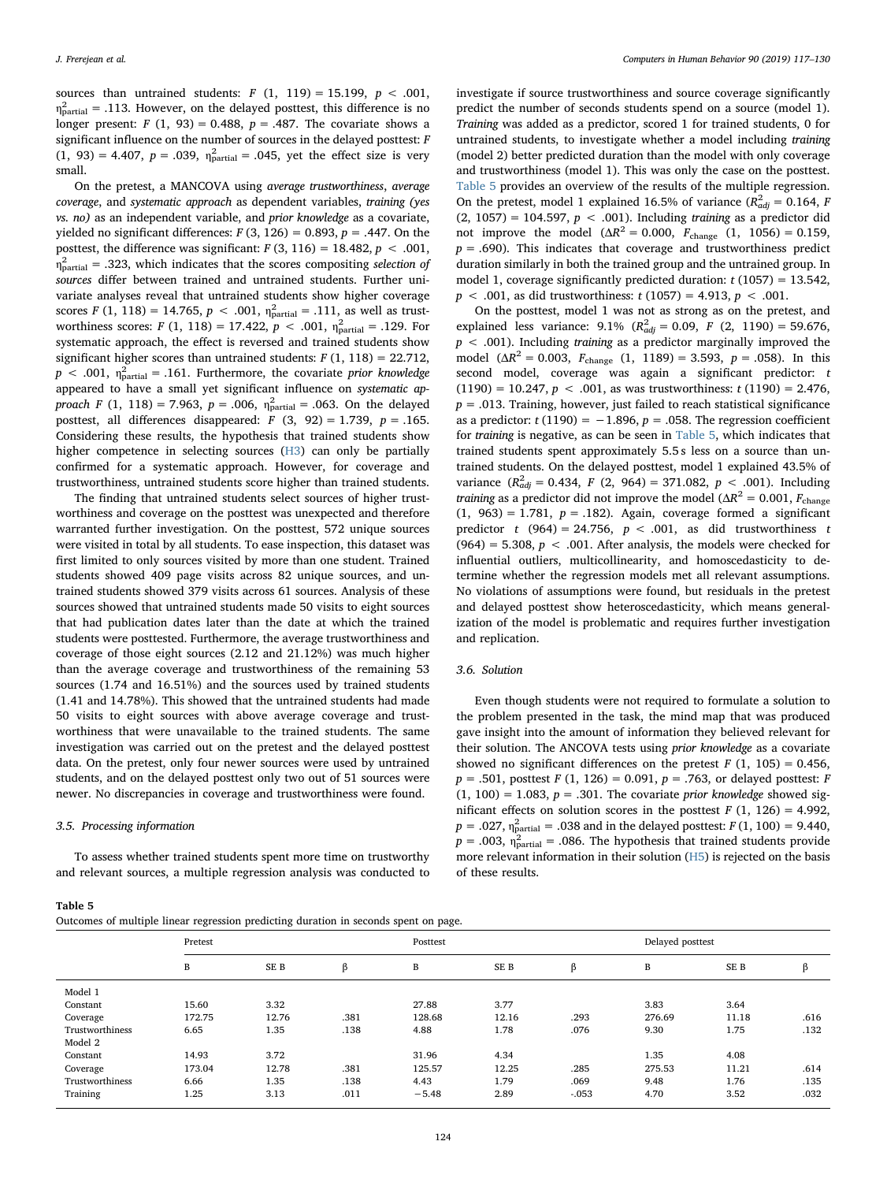sources than untrained students: $F$ (1, 119) = 15.199, $p < .001$, $\eta^2_{\text{partial}} = .113$. However, on the delayed posttest, this difference is no longer present: $F$ (1, 93) = 0.488, $p = .487$. The covariate shows a significant influence on the number of sources in the delayed posttest: $F$ (1, 93) = 4.407, $p = .039$, $\eta^2_{\text{partial}} = .045$, yet the effect size is very small.

On the pretest, a MANCOVA using *average trustworthiness*, *average coverage*, and *systematic approach* as dependent variables, *training (yes vs. no)* as an independent variable, and *prior knowledge* as a covariate, yielded no significant differences: $F$ (3, 126) = 0.893, $p = .447$. On the posttest, the difference was significant: $F$ (3, 116) = 18.482, $p < .001$, $\eta^2_{\text{partial}} = .323$, which indicates that the scores compositing *selection of sources* differ between trained and untrained students. Further univariate analyses reveal that untrained students show higher coverage scores $F$ (1, 118) = 14.765, $p < .001$, $\eta^2_{\text{partial}} = .111$, as well as trustworthiness scores: $F$ (1, 118) = 17.422, $p < .001$, $\eta^2_{\text{partial}} = .129$. For systematic approach, the effect is reversed and trained students show significant higher scores than untrained students: $F$ (1, 118) = 22.712, $p < .001$, $\eta^2_{\text{partial}} = .161$. Furthermore, the covariate *prior knowledge* appeared to have a small yet significant influence on *systematic approach* $F$ (1, 118) = 7.963, $p = .006$, $\eta^2_{\text{partial}} = .063$. On the delayed posttest, all differences disappeared: $F$ (3, 92) = 1.739, $p = .165$. Considering these results, the hypothesis that trained students show higher competence in selecting sources (H3) can only be partially confirmed for a systematic approach. However, for coverage and trustworthiness, untrained students score higher than trained students.

The finding that untrained students select sources of higher trustworthiness and coverage on the posttest was unexpected and therefore warranted further investigation. On the posttest, 572 unique sources were visited in total by all students. To ease inspection, this dataset was first limited to only sources visited by more than one student. Trained students showed 409 page visits across 82 unique sources, and untrained students showed 379 visits across 61 sources. Analysis of these sources showed that untrained students made 50 visits to eight sources that had publication dates later than the date at which the trained students were posttested. Furthermore, the average trustworthiness and coverage of those eight sources (2.12 and 21.12%) was much higher than the average coverage and trustworthiness of the remaining 53 sources (1.74 and 16.51%) and the sources used by trained students (1.41 and 14.78%). This showed that the untrained students had made 50 visits to eight sources with above average coverage and trustworthiness that were unavailable to the trained students. The same investigation was carried out on the pretest and the delayed posttest data. On the pretest, only four newer sources were used by untrained students, and on the delayed posttest only two out of 51 sources were newer. No discrepancies in coverage and trustworthiness were found.

### 3.5. Processing information

To assess whether trained students spent more time on trustworthy and relevant sources, a multiple regression analysis was conducted to investigate if source trustworthiness and source coverage significantly predict the number of seconds students spend on a source (model 1). *Training* was added as a predictor, scored 1 for trained students, 0 for untrained students, to investigate whether a model including *training* (model 2) better predicted duration than the model with only coverage and trustworthiness (model 1). This was only the case on the posttest. Table 5 provides an overview of the results of the multiple regression. On the pretest, model 1 explained 16.5% of variance ($R^2_{adj} = 0.164$, $F$ (2, 1057) = 104.597, $p < .001$). Including *training* as a predictor did not improve the model ($\Delta R^2 = 0.000$, $F_{\text{change}}$ (1, 1056) = 0.159, $p = .690$). This indicates that coverage and trustworthiness predict duration similarly in both the trained group and the untrained group. In model 1, coverage significantly predicted duration: $t$ (1057) = 13.542, $p < .001$, as did trustworthiness: $t$ (1057) = 4.913, $p < .001$.

On the posttest, model 1 was not as strong as on the pretest, and explained less variance: 9.1% ($R^2_{adj} = 0.09$, $F$ (2, 1190) = 59.676, $p < .001$). Including *training* as a predictor marginally improved the model ($\Delta R^2 = 0.003$, $F_{\text{change}}$ (1, 1189) = 3.593, $p = .058$). In this second model, coverage was again a significant predictor: $t$ (1190) = 10.247, $p < .001$, as was trustworthiness: $t$ (1190) = 2.476, $p = .013$. Training, however, just failed to reach statistical significance as a predictor: $t$ (1190) = −1.896, $p = .058$. The regression coefficient for *training* is negative, as can be seen in Table 5, which indicates that trained students spent approximately 5.5 s less on a source than untrained students. On the delayed posttest, model 1 explained 43.5% of variance ($R^2_{adj} = 0.434$, $F$ (2, 964) = 371.082, $p < .001$). Including *training* as a predictor did not improve the model ($\Delta R^2 = 0.001$, $F_{\text{change}}$ (1, 963) = 1.781, $p = .182$). Again, coverage formed a significant predictor $t$ (964) = 24.756, $p < .001$, as did trustworthiness $t$ (964) = 5.308, $p < .001$. After analysis, the models were checked for influential outliers, multicollinearity, and homoscedasticity to determine whether the regression models met all relevant assumptions. No violations of assumptions were found, but residuals in the pretest and delayed posttest show heteroscedasticity, which means generalization of the model is problematic and requires further investigation and replication.

### 3.6. Solution

Even though students were not required to formulate a solution to the problem presented in the task, the mind map that was produced gave insight into the amount of information they believed relevant for their solution. The ANCOVA tests using *prior knowledge* as a covariate showed no significant differences on the pretest $F$ (1, 105) = 0.456, $p = .501$, posttest $F$ (1, 126) = 0.091, $p = .763$, or delayed posttest: $F$ (1, 100) = 1.083, $p = .301$. The covariate *prior knowledge* showed significant effects on solution scores in the posttest $F$ (1, 126) = 4.992, $p = .027$, $\eta^2_{\text{partial}} = .038$ and in the delayed posttest: $F$ (1, 100) = 9.440, $p = .003$, $\eta^2_{\text{partial}} = .086$. The hypothesis that trained students provide more relevant information in their solution (H5) is rejected on the basis of these results.

**Table 5**
Outcomes of multiple linear regression predicting duration in seconds spent on page.

| | Pretest | | | Posttest | | | Delayed posttest | | |
|---|---|---|---|---|---|---|---|---|---|
| | B | SE B | β | B | SE B | β | B | SE B | β |
| Model 1 | | | | | | | | | |
| Constant | 15.60 | 3.32 | | 27.88 | 3.77 | | 3.83 | 3.64 | |
| Coverage | 172.75 | 12.76 | .381 | 128.68 | 12.16 | .293 | 276.69 | 11.18 | .616 |
| Trustworthiness | 6.65 | 1.35 | .138 | 4.88 | 1.78 | .076 | 9.30 | 1.75 | .132 |
| Model 2 | | | | | | | | | |
| Constant | 14.93 | 3.72 | | 31.96 | 4.34 | | 1.35 | 4.08 | |
| Coverage | 173.04 | 12.78 | .381 | 125.57 | 12.25 | .285 | 275.53 | 11.21 | .614 |
| Trustworthiness | 6.66 | 1.35 | .138 | 4.43 | 1.79 | .069 | 9.48 | 1.76 | .135 |
| Training | 1.25 | 3.13 | .011 | −5.48 | 2.89 | -.053 | 4.70 | 3.52 | .032 |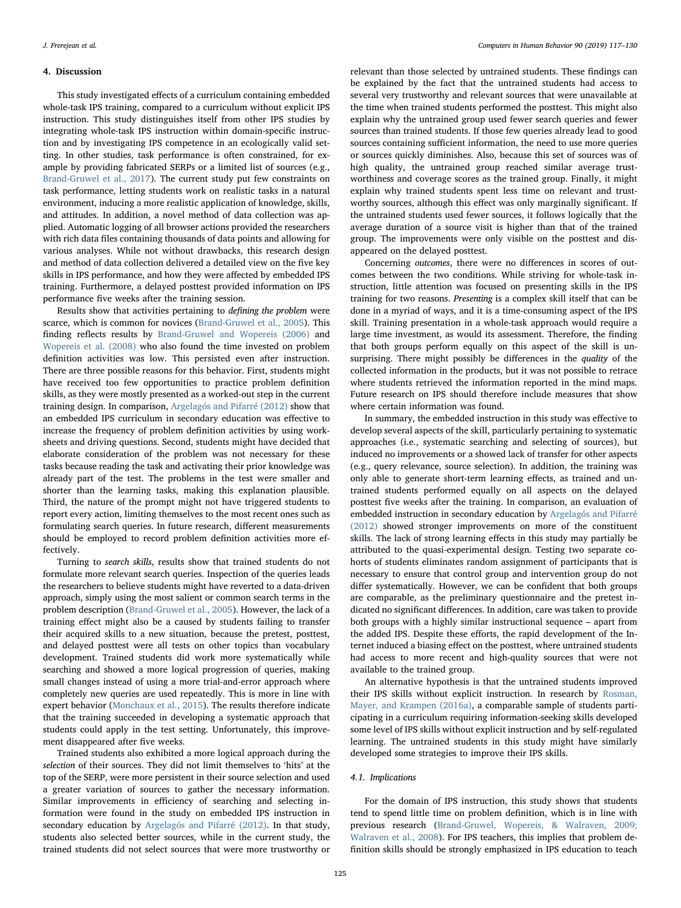## 4. Discussion

This study investigated effects of a curriculum containing embedded whole-task IPS training, compared to a curriculum without explicit IPS instruction. This study distinguishes itself from other IPS studies by integrating whole-task IPS instruction within domain-specific instruction and by investigating IPS competence in an ecologically valid setting. In other studies, task performance is often constrained, for example by providing fabricated SERPs or a limited list of sources (e.g., Brand-Gruwel et al., 2017). The current study put few constraints on task performance, letting students work on realistic tasks in a natural environment, inducing a more realistic application of knowledge, skills, and attitudes. In addition, a novel method of data collection was applied. Automatic logging of all browser actions provided the researchers with rich data files containing thousands of data points and allowing for various analyses. While not without drawbacks, this research design and method of data collection delivered a detailed view on the five key skills in IPS performance, and how they were affected by embedded IPS training. Furthermore, a delayed posttest provided information on IPS performance five weeks after the training session.

Results show that activities pertaining to *defining the problem* were scarce, which is common for novices (Brand-Gruwel et al., 2005). This finding reflects results by Brand-Gruwel and Wopereis (2006) and Wopereis et al. (2008) who also found the time invested on problem definition activities was low. This persisted even after instruction. There are three possible reasons for this behavior. First, students might have received too few opportunities to practice problem definition skills, as they were mostly presented as a worked-out step in the current training design. In comparison, Argelagós and Pifarré (2012) show that an embedded IPS curriculum in secondary education was effective to increase the frequency of problem definition activities by using worksheets and driving questions. Second, students might have decided that elaborate consideration of the problem was not necessary for these tasks because reading the task and activating their prior knowledge was already part of the test. The problems in the test were smaller and shorter than the learning tasks, making this explanation plausible. Third, the nature of the prompt might not have triggered students to report every action, limiting themselves to the most recent ones such as formulating search queries. In future research, different measurements should be employed to record problem definition activities more effectively.

Turning to *search skills*, results show that trained students do not formulate more relevant search queries. Inspection of the queries leads the researchers to believe students might have reverted to a data-driven approach, simply using the most salient or common search terms in the problem description (Brand-Gruwel et al., 2005). However, the lack of a training effect might also be a caused by students failing to transfer their acquired skills to a new situation, because the pretest, posttest, and delayed posttest were all tests on other topics than vocabulary development. Trained students did work more systematically while searching and showed a more logical progression of queries, making small changes instead of using a more trial-and-error approach where completely new queries are used repeatedly. This is more in line with expert behavior (Monchaux et al., 2015). The results therefore indicate that the training succeeded in developing a systematic approach that students could apply in the test setting. Unfortunately, this improvement disappeared after five weeks.

Trained students also exhibited a more logical approach during the *selection* of their sources. They did not limit themselves to 'hits' at the top of the SERP, were more persistent in their source selection and used a greater variation of sources to gather the necessary information. Similar improvements in efficiency of searching and selecting information were found in the study on embedded IPS instruction in secondary education by Argelagós and Pifarré (2012). In that study, students also selected better sources, while in the current study, the trained students did not select sources that were more trustworthy or relevant than those selected by untrained students. These findings can be explained by the fact that the untrained students had access to several very trustworthy and relevant sources that were unavailable at the time when trained students performed the posttest. This might also explain why the untrained group used fewer search queries and fewer sources than trained students. If those few queries already lead to good sources containing sufficient information, the need to use more queries or sources quickly diminishes. Also, because this set of sources was of high quality, the untrained group reached similar average trustworthiness and coverage scores as the trained group. Finally, it might explain why trained students spent less time on relevant and trustworthy sources, although this effect was only marginally significant. If the untrained students used fewer sources, it follows logically that the average duration of a source visit is higher than that of the trained group. The improvements were only visible on the posttest and disappeared on the delayed posttest.

Concerning *outcomes*, there were no differences in scores of outcomes between the two conditions. While striving for whole-task instruction, little attention was focused on presenting skills in the IPS training for two reasons. *Presenting* is a complex skill itself that can be done in a myriad of ways, and it is a time-consuming aspect of the IPS skill. Training presentation in a whole-task approach would require a large time investment, as would its assessment. Therefore, the finding that both groups perform equally on this aspect of the skill is unsurprising. There might possibly be differences in the *quality* of the collected information in the products, but it was not possible to retrace where students retrieved the information reported in the mind maps. Future research on IPS should therefore include measures that show where certain information was found.

In summary, the embedded instruction in this study was effective to develop several aspects of the skill, particularly pertaining to systematic approaches (i.e., systematic searching and selecting of sources), but induced no improvements or a showed lack of transfer for other aspects (e.g., query relevance, source selection). In addition, the training was only able to generate short-term learning effects, as trained and untrained students performed equally on all aspects on the delayed posttest five weeks after the training. In comparison, an evaluation of embedded instruction in secondary education by Argelagós and Pifarré (2012) showed stronger improvements on more of the constituent skills. The lack of strong learning effects in this study may partially be attributed to the quasi-experimental design. Testing two separate cohorts of students eliminates random assignment of participants that is necessary to ensure that control group and intervention group do not differ systematically. However, we can be confident that both groups are comparable, as the preliminary questionnaire and the pretest indicated no significant differences. In addition, care was taken to provide both groups with a highly similar instructional sequence – apart from the added IPS. Despite these efforts, the rapid development of the Internet induced a biasing effect on the posttest, where untrained students had access to more recent and high-quality sources that were not available to the trained group.

An alternative hypothesis is that the untrained students improved their IPS skills without explicit instruction. In research by Rosman, Mayer, and Krampen (2016a), a comparable sample of students participating in a curriculum requiring information-seeking skills developed some level of IPS skills without explicit instruction and by self-regulated learning. The untrained students in this study might have similarly developed some strategies to improve their IPS skills.

### 4.1. Implications

For the domain of IPS instruction, this study shows that students tend to spend little time on problem definition, which is in line with previous research (Brand-Gruwel, Wopereis, & Walraven, 2009; Walraven et al., 2008). For IPS teachers, this implies that problem definition skills should be strongly emphasized in IPS education to teach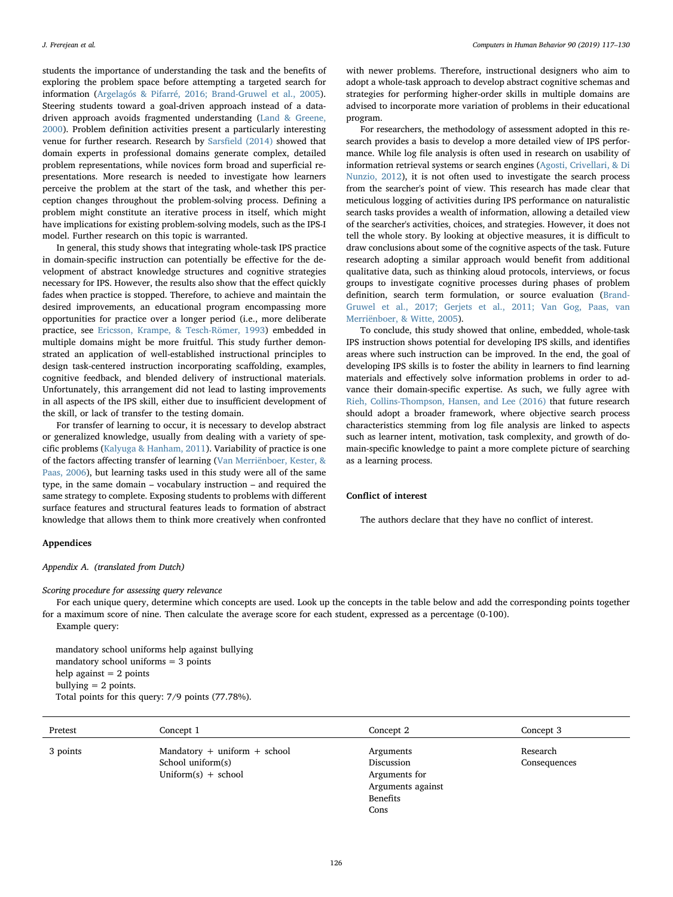students the importance of understanding the task and the benefits of exploring the problem space before attempting a targeted search for information (Argelagós & Pifarré, 2016; Brand-Gruwel et al., 2005). Steering students toward a goal-driven approach instead of a data-driven approach avoids fragmented understanding (Land & Greene, 2000). Problem definition activities present a particularly interesting venue for further research. Research by Sarsfield (2014) showed that domain experts in professional domains generate complex, detailed problem representations, while novices form broad and superficial representations. More research is needed to investigate how learners perceive the problem at the start of the task, and whether this perception changes throughout the problem-solving process. Defining a problem might constitute an iterative process in itself, which might have implications for existing problem-solving models, such as the IPS-I model. Further research on this topic is warranted.

In general, this study shows that integrating whole-task IPS practice in domain-specific instruction can potentially be effective for the development of abstract knowledge structures and cognitive strategies necessary for IPS. However, the results also show that the effect quickly fades when practice is stopped. Therefore, to achieve and maintain the desired improvements, an educational program encompassing more opportunities for practice over a longer period (i.e., more deliberate practice, see Ericsson, Krampe, & Tesch-Römer, 1993) embedded in multiple domains might be more fruitful. This study further demonstrated an application of well-established instructional principles to design task-centered instruction incorporating scaffolding, examples, cognitive feedback, and blended delivery of instructional materials. Unfortunately, this arrangement did not lead to lasting improvements in all aspects of the IPS skill, either due to insufficient development of the skill, or lack of transfer to the testing domain.

For transfer of learning to occur, it is necessary to develop abstract or generalized knowledge, usually from dealing with a variety of specific problems (Kalyuga & Hanham, 2011). Variability of practice is one of the factors affecting transfer of learning (Van Merriënboer, Kester, & Paas, 2006), but learning tasks used in this study were all of the same type, in the same domain – vocabulary instruction – and required the same strategy to complete. Exposing students to problems with different surface features and structural features leads to formation of abstract knowledge that allows them to think more creatively when confronted with newer problems. Therefore, instructional designers who aim to adopt a whole-task approach to develop abstract cognitive schemas and strategies for performing higher-order skills in multiple domains are advised to incorporate more variation of problems in their educational program.

For researchers, the methodology of assessment adopted in this research provides a basis to develop a more detailed view of IPS performance. While log file analysis is often used in research on usability of information retrieval systems or search engines (Agosti, Crivellari, & Di Nunzio, 2012), it is not often used to investigate the search process from the searcher's point of view. This research has made clear that meticulous logging of activities during IPS performance on naturalistic search tasks provides a wealth of information, allowing a detailed view of the searcher's activities, choices, and strategies. However, it does not tell the whole story. By looking at objective measures, it is difficult to draw conclusions about some of the cognitive aspects of the task. Future research adopting a similar approach would benefit from additional qualitative data, such as thinking aloud protocols, interviews, or focus groups to investigate cognitive processes during phases of problem definition, search term formulation, or source evaluation (Brand-Gruwel et al., 2017; Gerjets et al., 2011; Van Gog, Paas, van Merriënboer, & Witte, 2005).

To conclude, this study showed that online, embedded, whole-task IPS instruction shows potential for developing IPS skills, and identifies areas where such instruction can be improved. In the end, the goal of developing IPS skills is to foster the ability in learners to find learning materials and effectively solve information problems in order to advance their domain-specific expertise. As such, we fully agree with Rieh, Collins-Thompson, Hansen, and Lee (2016) that future research should adopt a broader framework, where objective search process characteristics stemming from log file analysis are linked to aspects such as learner intent, motivation, task complexity, and growth of domain-specific knowledge to paint a more complete picture of searching as a learning process.

## Conflict of interest

The authors declare that they have no conflict of interest.

## Appendices

*Appendix A. (translated from Dutch)*

*Scoring procedure for assessing query relevance*

For each unique query, determine which concepts are used. Look up the concepts in the table below and add the corresponding points together for a maximum score of nine. Then calculate the average score for each student, expressed as a percentage (0-100).

Example query:

mandatory school uniforms help against bullying
mandatory school uniforms = 3 points
help against = 2 points
bullying = 2 points.
Total points for this query: 7/9 points (77.78%).

| Pretest | Concept 1 | Concept 2 | Concept 3 |
|---|---|---|---|
| 3 points | Mandatory + uniform + school<br>School uniform(s)<br>Uniform(s) + school | Arguments<br>Discussion<br>Arguments for<br>Arguments against<br>Benefits<br>Cons | Research<br>Consequences |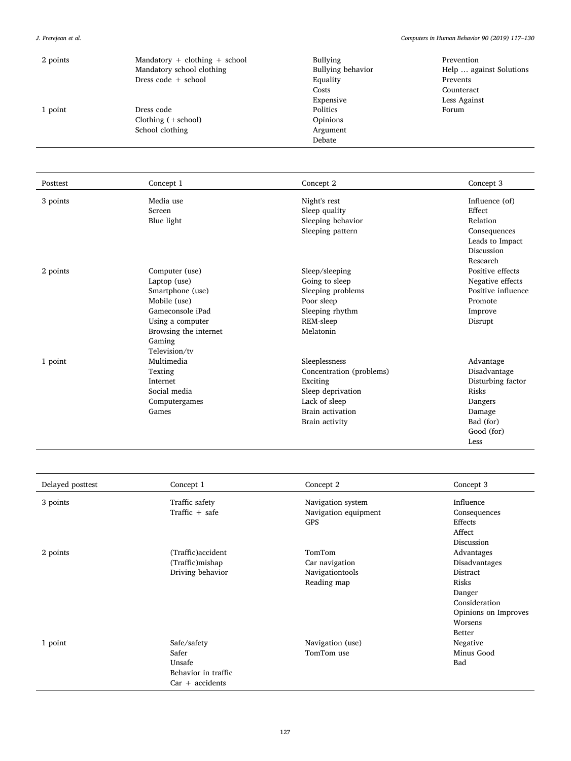| | | | |
|---|---|---|---|
| 2 points | Mandatory + clothing + school<br>Mandatory school clothing<br>Dress code + school | Bullying<br>Bullying behavior<br>Equality<br>Costs<br>Expensive | Prevention<br>Help … against Solutions<br>Prevents<br>Counteract<br>Less Against |
| 1 point | Dress code<br>Clothing (+school)<br>School clothing | Politics<br>Opinions<br>Argument<br>Debate | Forum |

| Posttest | Concept 1 | Concept 2 | Concept 3 |
|---|---|---|---|
| 3 points | Media use<br>Screen<br>Blue light | Night's rest<br>Sleep quality<br>Sleeping behavior<br>Sleeping pattern | Influence (of)<br>Effect<br>Relation<br>Consequences<br>Leads to Impact<br>Discussion<br>Research |
| 2 points | Computer (use)<br>Laptop (use)<br>Smartphone (use)<br>Mobile (use)<br>Gameconsole iPad<br>Using a computer<br>Browsing the internet<br>Gaming<br>Television/tv | Sleep/sleeping<br>Going to sleep<br>Sleeping problems<br>Poor sleep<br>Sleeping rhythm<br>REM-sleep<br>Melatonin | Positive effects<br>Negative effects<br>Positive influence<br>Promote<br>Improve<br>Disrupt |
| 1 point | Multimedia<br>Texting<br>Internet<br>Social media<br>Computergames<br>Games | Sleeplessness<br>Concentration (problems)<br>Exciting<br>Sleep deprivation<br>Lack of sleep<br>Brain activation<br>Brain activity | Advantage<br>Disadvantage<br>Disturbing factor<br>Risks<br>Dangers<br>Damage<br>Bad (for)<br>Good (for)<br>Less |

| Delayed posttest | Concept 1 | Concept 2 | Concept 3 |
|---|---|---|---|
| 3 points | Traffic safety<br>Traffic + safe | Navigation system<br>Navigation equipment<br>GPS | Influence<br>Consequences<br>Effects<br>Affect<br>Discussion |
| 2 points | (Traffic)accident<br>(Traffic)mishap<br>Driving behavior | TomTom<br>Car navigation<br>Navigationtools<br>Reading map | Advantages<br>Disadvantages<br>Distract<br>Risks<br>Danger<br>Consideration<br>Opinions on Improves<br>Worsens<br>Better |
| 1 point | Safe/safety<br>Safer<br>Unsafe<br>Behavior in traffic<br>Car + accidents | Navigation (use)<br>TomTom use | Negative<br>Minus Good<br>Bad |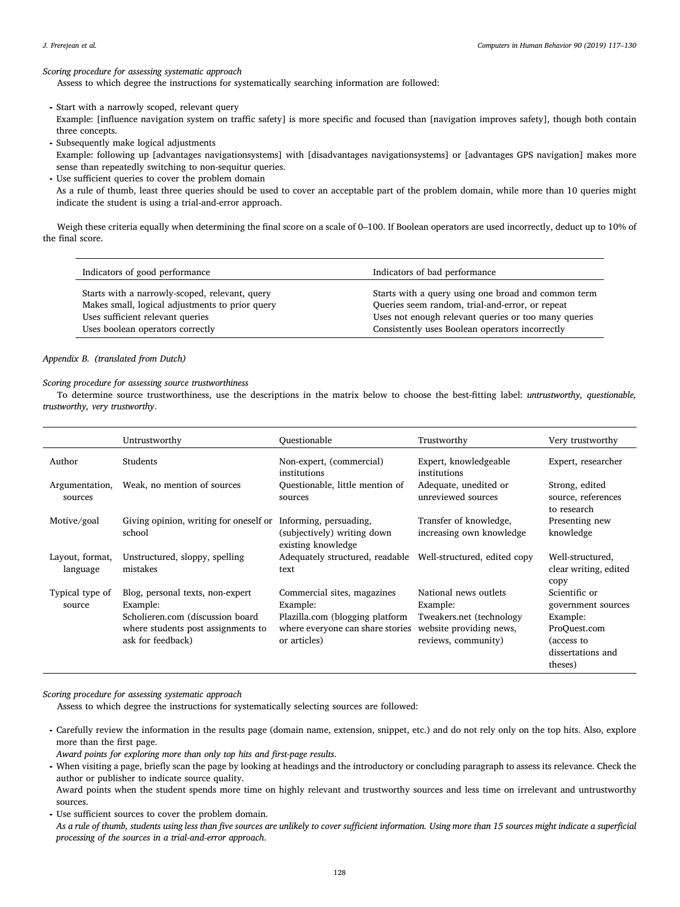*Scoring procedure for assessing systematic approach*

Assess to which degree the instructions for systematically searching information are followed:

- Start with a narrowly scoped, relevant query
  Example: [influence navigation system on traffic safety] is more specific and focused than [navigation improves safety], though both contain three concepts.
- Subsequently make logical adjustments
  Example: following up [advantages navigationsystems] with [disadvantages navigationsystems] or [advantages GPS navigation] makes more sense than repeatedly switching to non-sequitur queries.
- Use sufficient queries to cover the problem domain
  As a rule of thumb, least three queries should be used to cover an acceptable part of the problem domain, while more than 10 queries might indicate the student is using a trial-and-error approach.

Weigh these criteria equally when determining the final score on a scale of 0–100. If Boolean operators are used incorrectly, deduct up to 10% of the final score.

| Indicators of good performance | Indicators of bad performance |
|---|---|
| Starts with a narrowly-scoped, relevant, query | Starts with a query using one broad and common term |
| Makes small, logical adjustments to prior query | Queries seem random, trial-and-error, or repeat |
| Uses sufficient relevant queries | Uses not enough relevant queries or too many queries |
| Uses boolean operators correctly | Consistently uses Boolean operators incorrectly |

*Appendix B. (translated from Dutch)*

*Scoring procedure for assessing source trustworthiness*

To determine source trustworthiness, use the descriptions in the matrix below to choose the best-fitting label: *untrustworthy, questionable, trustworthy, very trustworthy*.

| | Untrustworthy | Questionable | Trustworthy | Very trustworthy |
|---|---|---|---|---|
| Author | Students | Non-expert, (commercial) institutions | Expert, knowledgeable institutions | Expert, researcher |
| Argumentation, sources | Weak, no mention of sources | Questionable, little mention of sources | Adequate, unedited or unreviewed sources | Strong, edited source, references to research |
| Motive/goal | Giving opinion, writing for oneself or school | Informing, persuading, (subjectively) writing down existing knowledge | Transfer of knowledge, increasing own knowledge | Presenting new knowledge |
| Layout, format, language | Unstructured, sloppy, spelling mistakes | Adequately structured, readable text | Well-structured, edited copy | Well-structured, clear writing, edited copy |
| Typical type of source | Blog, personal texts, non-expert Example: Scholieren.com (discussion board where students post assignments to ask for feedback) | Commercial sites, magazines Example: Plazilla.com (blogging platform where everyone can share stories or articles) | National news outlets Example: Tweakers.net (technology website providing news, reviews, community) | Scientific or government sources Example: ProQuest.com (access to dissertations and theses) |

*Scoring procedure for assessing systematic approach*

Assess to which degree the instructions for systematically selecting sources are followed:

- Carefully review the information in the results page (domain name, extension, snippet, etc.) and do not rely only on the top hits. Also, explore more than the first page.
  *Award points for exploring more than only top hits and first-page results.*
- When visiting a page, briefly scan the page by looking at headings and the introductory or concluding paragraph to assess its relevance. Check the author or publisher to indicate source quality.
  Award points when the student spends more time on highly relevant and trustworthy sources and less time on irrelevant and untrustworthy sources.
- Use sufficient sources to cover the problem domain.
  *As a rule of thumb, students using less than five sources are unlikely to cover sufficient information. Using more than 15 sources might indicate a superficial processing of the sources in a trial-and-error approach.*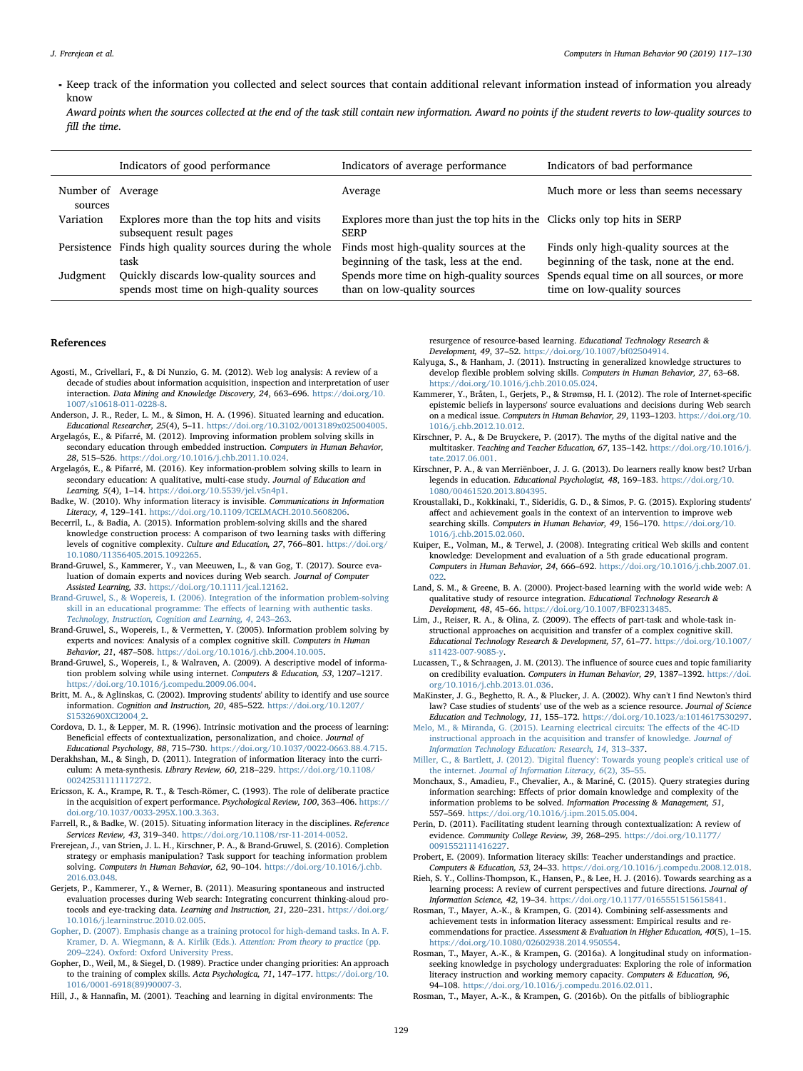- Keep track of the information you collected and select sources that contain additional relevant information instead of information you already know

  *Award points when the sources collected at the end of the task still contain new information. Award no points if the student reverts to low-quality sources to fill the time.*

| | Indicators of good performance | Indicators of average performance | Indicators of bad performance |
|---|---|---|---|
| Number of sources | Average | Average | Much more or less than seems necessary |
| Variation | Explores more than the top hits and visits subsequent result pages | Explores more than just the top hits in the SERP | Clicks only top hits in SERP |
| Persistence | Finds high quality sources during the whole task | Finds most high-quality sources at the beginning of the task, less at the end. | Finds only high-quality sources at the beginning of the task, none at the end. |
| Judgment | Quickly discards low-quality sources and spends most time on high-quality sources | Spends more time on high-quality sources than on low-quality sources | Spends equal time on all sources, or more time on low-quality sources |

## References

Agosti, M., Crivellari, F., & Di Nunzio, G. M. (2012). Web log analysis: A review of a decade of studies about information acquisition, inspection and interpretation of user interaction. *Data Mining and Knowledge Discovery, 24*, 663–696. https://doi.org/10.1007/s10618-011-0228-8.

Anderson, J. R., Reder, L. M., & Simon, H. A. (1996). Situated learning and education. *Educational Researcher, 25*(4), 5–11. https://doi.org/10.3102/0013189x025004005.

Argelagós, E., & Pifarré, M. (2012). Improving information problem solving skills in secondary education through embedded instruction. *Computers in Human Behavior, 28*, 515–526. https://doi.org/10.1016/j.chb.2011.10.024.

Argelagós, E., & Pifarré, M. (2016). Key information-problem solving skills to learn in secondary education: A qualitative, multi-case study. *Journal of Education and Learning, 5*(4), 1–14. https://doi.org/10.5539/jel.v5n4p1.

Badke, W. (2010). Why information literacy is invisible. *Communications in Information Literacy, 4*, 129–141. https://doi.org/10.1109/ICELMACH.2010.5608206.

Becerril, L., & Badia, A. (2015). Information problem-solving skills and the shared knowledge construction process: A comparison of two learning tasks with differing levels of cognitive complexity. *Culture and Education, 27*, 766–801. https://doi.org/10.1080/11356405.2015.1092265.

Brand-Gruwel, S., Kammerer, Y., van Meeuwen, L., & van Gog, T. (2017). Source evaluation of domain experts and novices during Web search. *Journal of Computer Assisted Learning, 33*. https://doi.org/10.1111/jcal.12162.

Brand-Gruwel, S., & Wopereis, I. (2006). Integration of the information problem-solving skill in an educational programme: The effects of learning with authentic tasks. *Technology, Instruction, Cognition and Learning, 4*, 243–263.

Brand-Gruwel, S., Wopereis, I., & Vermetten, Y. (2005). Information problem solving by experts and novices: Analysis of a complex cognitive skill. *Computers in Human Behavior, 21*, 487–508. https://doi.org/10.1016/j.chb.2004.10.005.

Brand-Gruwel, S., Wopereis, I., & Walraven, A. (2009). A descriptive model of information problem solving while using internet. *Computers & Education, 53*, 1207–1217. https://doi.org/10.1016/j.compedu.2009.06.004.

Britt, M. A., & Aglinskas, C. (2002). Improving students' ability to identify and use source information. *Cognition and Instruction, 20*, 485–522. https://doi.org/10.1207/S1532690XCI2004_2.

Cordova, D. I., & Lepper, M. R. (1996). Intrinsic motivation and the process of learning: Beneficial effects of contextualization, personalization, and choice. *Journal of Educational Psychology, 88*, 715–730. https://doi.org/10.1037/0022-0663.88.4.715.

Derakhshan, M., & Singh, D. (2011). Integration of information literacy into the curriculum: A meta-synthesis. *Library Review, 60*, 218–229. https://doi.org/10.1108/00242531111117272.

Ericsson, K. A., Krampe, R. T., & Tesch-Römer, C. (1993). The role of deliberate practice in the acquisition of expert performance. *Psychological Review, 100*, 363–406. https://doi.org/10.1037/0033-295X.100.3.363.

Farrell, R., & Badke, W. (2015). Situating information literacy in the disciplines. *Reference Services Review, 43*, 319–340. https://doi.org/10.1108/rsr-11-2014-0052.

Frerejean, J., van Strien, J. L. H., Kirschner, P. A., & Brand-Gruwel, S. (2016). Completion strategy or emphasis manipulation? Task support for teaching information problem solving. *Computers in Human Behavior, 62*, 90–104. https://doi.org/10.1016/j.chb.2016.03.048.

Gerjets, P., Kammerer, Y., & Werner, B. (2011). Measuring spontaneous and instructed evaluation processes during Web search: Integrating concurrent thinking-aloud protocols and eye-tracking data. *Learning and Instruction, 21*, 220–231. https://doi.org/10.1016/j.learninstruc.2010.02.005.

Gopher, D. (2007). Emphasis change as a training protocol for high-demand tasks. In A. F. Kramer, D. A. Wiegmann, & A. Kirlik (Eds.). *Attention: From theory to practice* (pp. 209–224). Oxford: Oxford University Press.

Gopher, D., Weil, M., & Siegel, D. (1989). Practice under changing priorities: An approach to the training of complex skills. *Acta Psychologica, 71*, 147–177. https://doi.org/10.1016/0001-6918(89)90007-3.

Hill, J., & Hannafin, M. (2001). Teaching and learning in digital environments: The resurgence of resource-based learning. *Educational Technology Research & Development, 49*, 37–52. https://doi.org/10.1007/bf02504914.

Kalyuga, S., & Hanham, J. (2011). Instructing in generalized knowledge structures to develop flexible problem solving skills. *Computers in Human Behavior, 27*, 63–68. https://doi.org/10.1016/j.chb.2010.05.024.

Kammerer, Y., Bråten, I., Gerjets, P., & Strømsø, H. I. (2012). The role of Internet-specific epistemic beliefs in laypersons' source evaluations and decisions during Web search on a medical issue. *Computers in Human Behavior, 29*, 1193–1203. https://doi.org/10.1016/j.chb.2012.10.012.

Kirschner, P. A., & De Bruyckere, P. (2017). The myths of the digital native and the multitasker. *Teaching and Teacher Education, 67*, 135–142. https://doi.org/10.1016/j.tate.2017.06.001.

Kirschner, P. A., & van Merriënboer, J. J. G. (2013). Do learners really know best? Urban legends in education. *Educational Psychologist, 48*, 169–183. https://doi.org/10.1080/00461520.2013.804395.

Kroustallaki, D., Kokkinaki, T., Sideridis, G. D., & Simos, P. G. (2015). Exploring students' affect and achievement goals in the context of an intervention to improve web searching skills. *Computers in Human Behavior, 49*, 156–170. https://doi.org/10.1016/j.chb.2015.02.060.

Kuiper, E., Volman, M., & Terwel, J. (2008). Integrating critical Web skills and content knowledge: Development and evaluation of a 5th grade educational program. *Computers in Human Behavior, 24*, 666–692. https://doi.org/10.1016/j.chb.2007.01.022.

Land, S. M., & Greene, B. A. (2000). Project-based learning with the world wide web: A qualitative study of resource integration. *Educational Technology Research & Development, 48*, 45–66. https://doi.org/10.1007/BF02313485.

Lim, J., Reiser, R. A., & Olina, Z. (2009). The effects of part-task and whole-task instructional approaches on acquisition and transfer of a complex cognitive skill. *Educational Technology Research & Development, 57*, 61–77. https://doi.org/10.1007/s11423-007-9085-y.

Lucassen, T., & Schraagen, J. M. (2013). The influence of source cues and topic familiarity on credibility evaluation. *Computers in Human Behavior, 29*, 1387–1392. https://doi.org/10.1016/j.chb.2013.01.036.

MaKinster, J. G., Beghetto, R. A., & Plucker, J. A. (2002). Why can't I find Newton's third law? Case studies of students' use of the web as a science resource. *Journal of Science Education and Technology, 11*, 155–172. https://doi.org/10.1023/a:1014617530297.

Melo, M., & Miranda, G. (2015). Learning electrical circuits: The effects of the 4C-ID instructional approach in the acquisition and transfer of knowledge. *Journal of Information Technology Education: Research, 14*, 313–337.

Miller, C., & Bartlett, J. (2012). 'Digital fluency': Towards young people's critical use of the internet. *Journal of Information Literacy, 6*(2), 35–55.

Monchaux, S., Amadieu, F., Chevalier, A., & Mariné, C. (2015). Query strategies during information searching: Effects of prior domain knowledge and complexity of the information problems to be solved. *Information Processing & Management, 51*, 557–569. https://doi.org/10.1016/j.ipm.2015.05.004.

Perin, D. (2011). Facilitating student learning through contextualization: A review of evidence. *Community College Review, 39*, 268–295. https://doi.org/10.1177/0091552111416227.

Probert, E. (2009). Information literacy skills: Teacher understandings and practice. *Computers & Education, 53*, 24–33. https://doi.org/10.1016/j.compedu.2008.12.018.

Rieh, S. Y., Collins-Thompson, K., Hansen, P., & Lee, H. J. (2016). Towards searching as a learning process: A review of current perspectives and future directions. *Journal of Information Science, 42*, 19–34. https://doi.org/10.1177/0165551515615841.

Rosman, T., Mayer, A.-K., & Krampen, G. (2014). Combining self-assessments and achievement tests in information literacy assessment: Empirical results and recommendations for practice. *Assessment & Evaluation in Higher Education, 40*(5), 1–15. https://doi.org/10.1080/02602938.2014.950554.

Rosman, T., Mayer, A.-K., & Krampen, G. (2016a). A longitudinal study on information-seeking knowledge in psychology undergraduates: Exploring the role of information literacy instruction and working memory capacity. *Computers & Education, 96*, 94–108. https://doi.org/10.1016/j.compedu.2016.02.011.

Rosman, T., Mayer, A.-K., & Krampen, G. (2016b). On the pitfalls of bibliographic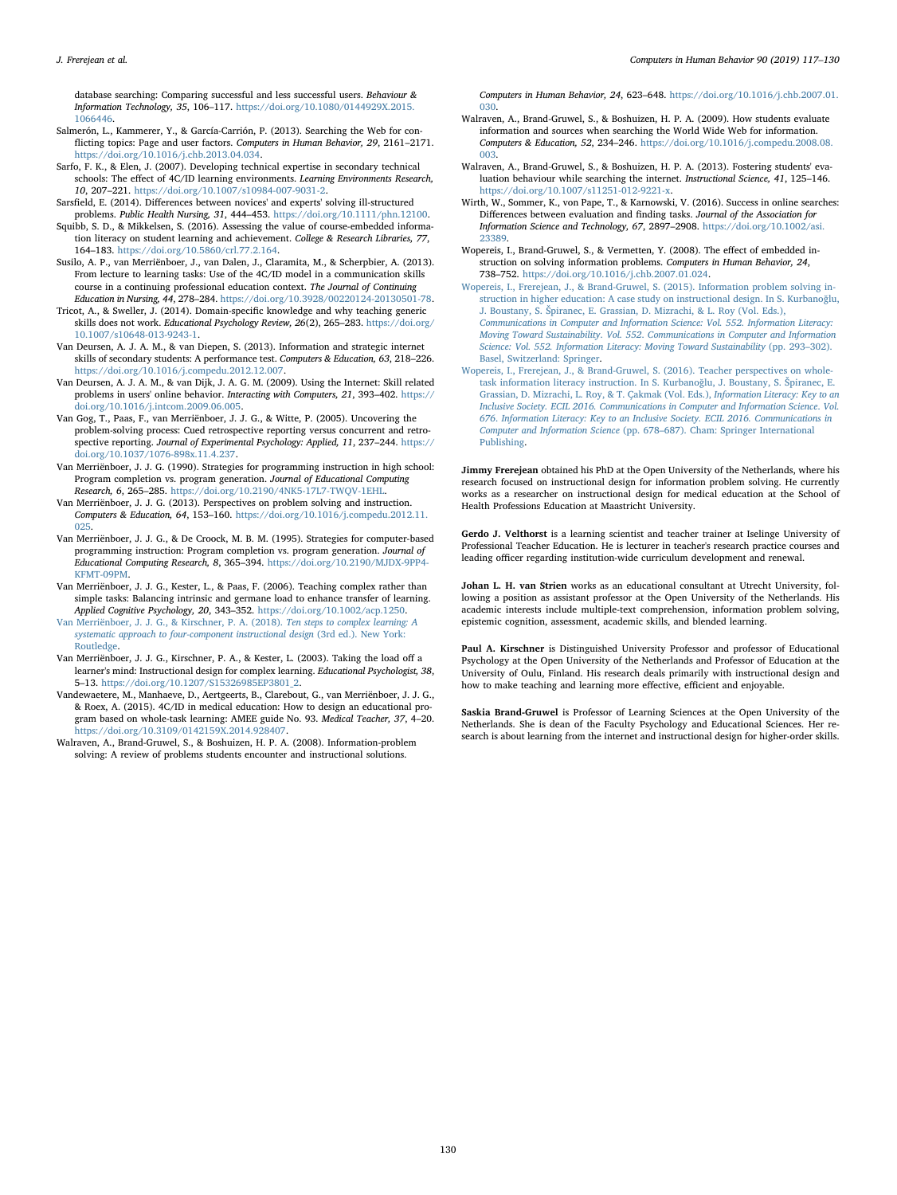database searching: Comparing successful and less successful users. *Behaviour & Information Technology, 35*, 106–117. https://doi.org/10.1080/0144929X.2015.1066446.

Salmerón, L., Kammerer, Y., & García-Carrión, P. (2013). Searching the Web for conflicting topics: Page and user factors. *Computers in Human Behavior, 29*, 2161–2171. https://doi.org/10.1016/j.chb.2013.04.034.

Sarfo, F. K., & Elen, J. (2007). Developing technical expertise in secondary technical schools: The effect of 4C/ID learning environments. *Learning Environments Research, 10*, 207–221. https://doi.org/10.1007/s10984-007-9031-2.

Sarsfield, E. (2014). Differences between novices' and experts' solving ill-structured problems. *Public Health Nursing, 31*, 444–453. https://doi.org/10.1111/phn.12100.

Squibb, S. D., & Mikkelsen, S. (2016). Assessing the value of course-embedded information literacy on student learning and achievement. *College & Research Libraries, 77*, 164–183. https://doi.org/10.5860/crl.77.2.164.

Susilo, A. P., van Merriënboer, J., van Dalen, J., Claramita, M., & Scherpbier, A. (2013). From lecture to learning tasks: Use of the 4C/ID model in a communication skills course in a continuing professional education context. *The Journal of Continuing Education in Nursing, 44*, 278–284. https://doi.org/10.3928/00220124-20130501-78.

Tricot, A., & Sweller, J. (2014). Domain-specific knowledge and why teaching generic skills does not work. *Educational Psychology Review, 26*(2), 265–283. https://doi.org/10.1007/s10648-013-9243-1.

Van Deursen, A. J. A. M., & van Diepen, S. (2013). Information and strategic internet skills of secondary students: A performance test. *Computers & Education, 63*, 218–226. https://doi.org/10.1016/j.compedu.2012.12.007.

Van Deursen, A. J. A. M., & van Dijk, J. A. G. M. (2009). Using the Internet: Skill related problems in users' online behavior. *Interacting with Computers, 21*, 393–402. https://doi.org/10.1016/j.intcom.2009.06.005.

Van Gog, T., Paas, F., van Merriënboer, J. J. G., & Witte, P. (2005). Uncovering the problem-solving process: Cued retrospective reporting versus concurrent and retrospective reporting. *Journal of Experimental Psychology: Applied, 11*, 237–244. https://doi.org/10.1037/1076-898x.11.4.237.

Van Merriënboer, J. J. G. (1990). Strategies for programming instruction in high school: Program completion vs. program generation. *Journal of Educational Computing Research, 6*, 265–285. https://doi.org/10.2190/4NK5-17L7-TWQV-1EHL.

Van Merriënboer, J. J. G. (2013). Perspectives on problem solving and instruction. *Computers & Education, 64*, 153–160. https://doi.org/10.1016/j.compedu.2012.11.025.

Van Merriënboer, J. J. G., & De Croock, M. B. M. (1995). Strategies for computer-based programming instruction: Program completion vs. program generation. *Journal of Educational Computing Research, 8*, 365–394. https://doi.org/10.2190/MJDX-9PP4-KFMT-09PM.

Van Merriënboer, J. J. G., Kester, L., & Paas, F. (2006). Teaching complex rather than simple tasks: Balancing intrinsic and germane load to enhance transfer of learning. *Applied Cognitive Psychology, 20*, 343–352. https://doi.org/10.1002/acp.1250.

Van Merriënboer, J. J. G., & Kirschner, P. A. (2018). *Ten steps to complex learning: A systematic approach to four-component instructional design* (3rd ed.). New York: Routledge.

Van Merriënboer, J. J. G., Kirschner, P. A., & Kester, L. (2003). Taking the load off a learner's mind: Instructional design for complex learning. *Educational Psychologist, 38*, 5–13. https://doi.org/10.1207/S15326985EP3801_2.

Vandewaetere, M., Manhaeve, D., Aertgeerts, B., Clarebout, G., van Merriënboer, J. J. G., & Roex, A. (2015). 4C/ID in medical education: How to design an educational program based on whole-task learning: AMEE guide No. 93. *Medical Teacher, 37*, 4–20. https://doi.org/10.3109/0142159X.2014.928407.

Walraven, A., Brand-Gruwel, S., & Boshuizen, H. P. A. (2008). Information-problem solving: A review of problems students encounter and instructional solutions. *Computers in Human Behavior, 24*, 623–648. https://doi.org/10.1016/j.chb.2007.01.030.

Walraven, A., Brand-Gruwel, S., & Boshuizen, H. P. A. (2009). How students evaluate information and sources when searching the World Wide Web for information. *Computers & Education, 52*, 234–246. https://doi.org/10.1016/j.compedu.2008.08.003.

Walraven, A., Brand-Gruwel, S., & Boshuizen, H. P. A. (2013). Fostering students' evaluation behaviour while searching the internet. *Instructional Science, 41*, 125–146. https://doi.org/10.1007/s11251-012-9221-x.

Wirth, W., Sommer, K., von Pape, T., & Karnowski, V. (2016). Success in online searches: Differences between evaluation and finding tasks. *Journal of the Association for Information Science and Technology, 67*, 2897–2908. https://doi.org/10.1002/asi.23389.

Wopereis, I., Brand-Gruwel, S., & Vermetten, Y. (2008). The effect of embedded instruction on solving information problems. *Computers in Human Behavior, 24*, 738–752. https://doi.org/10.1016/j.chb.2007.01.024.

Wopereis, I., Frerejean, J., & Brand-Gruwel, S. (2015). Information problem solving instruction in higher education: A case study on instructional design. In S. Kurbanoğlu, J. Boustany, S. Špiranec, E. Grassian, D. Mizrachi, & L. Roy (Vol. Eds.), *Communications in Computer and Information Science: Vol. 552. Information Literacy: Moving Toward Sustainability. Vol. 552. Communications in Computer and Information Science: Vol. 552. Information Literacy: Moving Toward Sustainability* (pp. 293–302). Basel, Switzerland: Springer.

Wopereis, I., Frerejean, J., & Brand-Gruwel, S. (2016). Teacher perspectives on whole-task information literacy instruction. In S. Kurbanoğlu, J. Boustany, S. Špiranec, E. Grassian, D. Mizrachi, L. Roy, & T. Çakmak (Vol. Eds.), *Information Literacy: Key to an Inclusive Society. ECIL 2016. Communications in Computer and Information Science. Vol. 676. Information Literacy: Key to an Inclusive Society. ECIL 2016. Communications in Computer and Information Science* (pp. 678–687). Cham: Springer International Publishing.

**Jimmy Frerejean** obtained his PhD at the Open University of the Netherlands, where his research focused on instructional design for information problem solving. He currently works as a researcher on instructional design for medical education at the School of Health Professions Education at Maastricht University.

**Gerdo J. Velthorst** is a learning scientist and teacher trainer at Iselinge University of Professional Teacher Education. He is lecturer in teacher's research practice courses and leading officer regarding institution-wide curriculum development and renewal.

**Johan L. H. van Strien** works as an educational consultant at Utrecht University, following a position as assistant professor at the Open University of the Netherlands. His academic interests include multiple-text comprehension, information problem solving, epistemic cognition, assessment, academic skills, and blended learning.

**Paul A. Kirschner** is Distinguished University Professor and professor of Educational Psychology at the Open University of the Netherlands and Professor of Education at the University of Oulu, Finland. His research deals primarily with instructional design and how to make teaching and learning more effective, efficient and enjoyable.

**Saskia Brand-Gruwel** is Professor of Learning Sciences at the Open University of the Netherlands. She is dean of the Faculty Psychology and Educational Sciences. Her research is about learning from the internet and instructional design for higher-order skills.